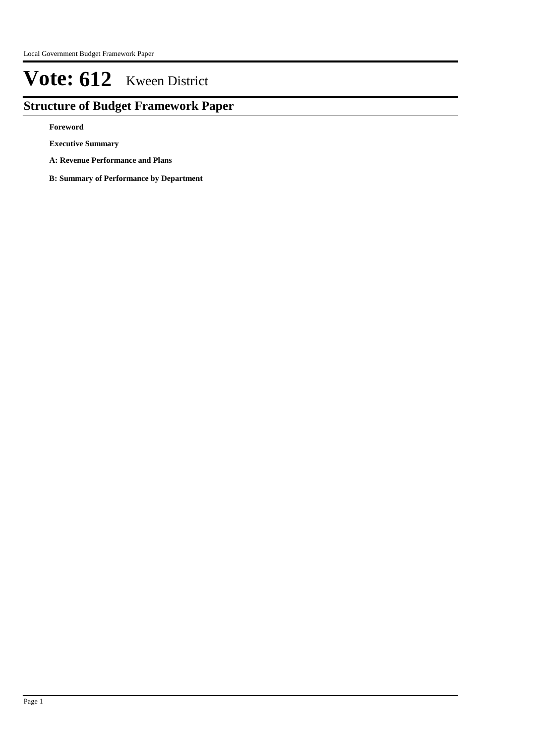# Vote: 612 Kweento District

## Structure of Budget Framework Paper

**Foreword**

**Executive Summary**

**A: Revenue Performance and Plans**

**B: Summary of Performance by Department**

# Vote: 612 Kween District

## Structure of Budget Framework Paper

**Foreword**

**Executive Summary**

**A: Revenue Performance and Plans**

**B: Summary of Performance by Department**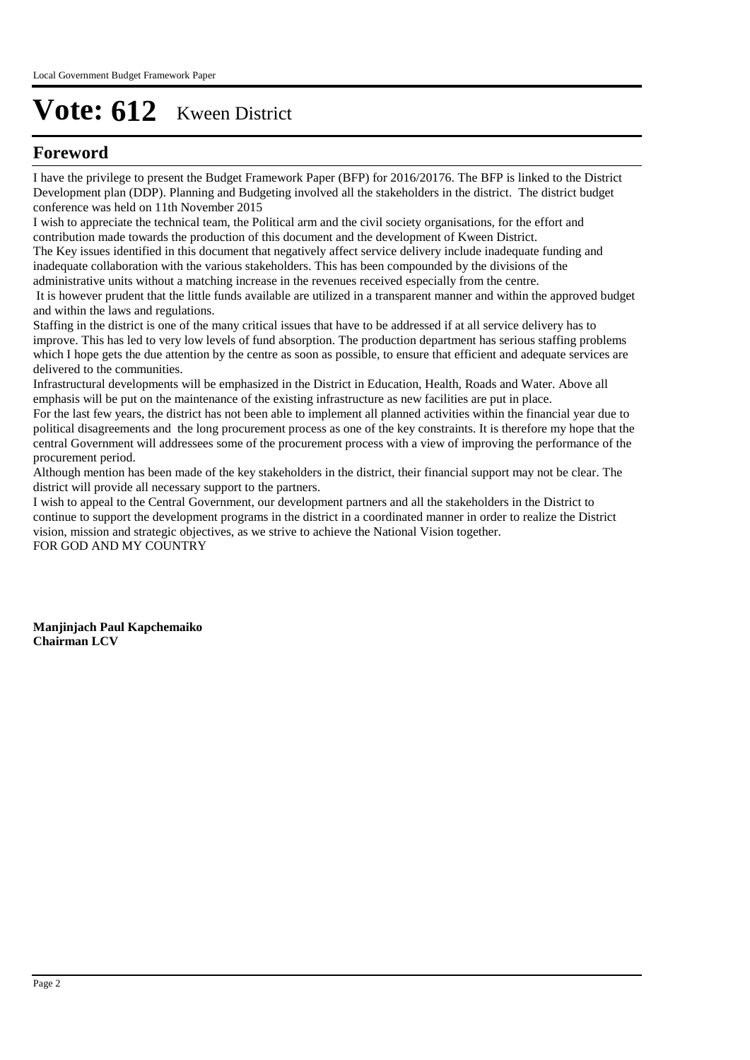# Vote: 612 Kween District

## Foreword

I have the privilege to present the Budget Framework Paper (BFP) for 2016/20176. The BFP is linked to the District Development plan (DDP). Planning and Budgeting involved all the stakeholders in the district. The district budget conference was held on 11th November 2015

I wish to appreciate the technical team, the Political arm and the civil society organisations, for the effort and contribution made towards the production of this document and the development of Kween District.

The Key issues identified in this document that negatively affect service delivery include inadequate funding and inadequate collaboration with the various stakeholders. This has been compounded by the divisions of the administrative units without a matching increase in the revenues received especially from the centre.

It is however prudent that the little funds available are utilized in a transparent manner and within the approved budget and within the laws and regulations.

Staffing in the district is one of the many critical issues that have to be addressed if at all service delivery has to improve. This has led to very low levels of fund absorption. The production department has serious staffing problems which I hope gets the due attention by the centre as soon as possible, to ensure that efficient and adequate services are delivered to the communities.

Infrastructural developments will be emphasized in the District in Education, Health, Roads and Water. Above all emphasis will be put on the maintenance of the existing infrastructure as new facilities are put in place.

For the last few years, the district has not been able to implement all planned activities within the financial year due to political disagreements and the long procurement process as one of the key constraints. It is therefore my hope that the central Government will addressees some of the procurement process with a view of improving the performance of the procurement period.

Although mention has been made of the key stakeholders in the district, their financial support may not be clear. The district will provide all necessary support to the partners.

I wish to appeal to the Central Government, our development partners and all the stakeholders in the District to continue to support the development programs in the district in a coordinated manner in order to realize the District vision, mission and strategic objectives, as we strive to achieve the National Vision together.

FOR GOD AND MY COUNTRY

**Manjinjach Paul Kapchemaiko**
**Chairman LCV**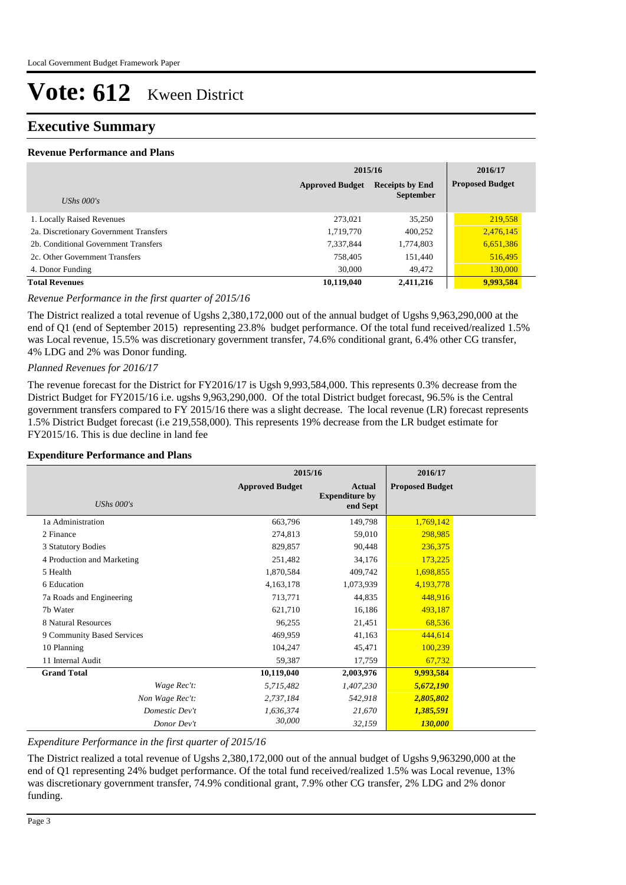# Vote: 612 Kween District

## Executive Summary

### Revenue Performance and Plans

| UShs 000's | 2015/16 Approved Budget | 2015/16 Receipts by End September | 2016/17 Proposed Budget |
|---|---|---|---|
| 1. Locally Raised Revenues | 273,021 | 35,250 | 219,558 |
| 2a. Discretionary Government Transfers | 1,719,770 | 400,252 | 2,476,145 |
| 2b. Conditional Government Transfers | 7,337,844 | 1,774,803 | 6,651,386 |
| 2c. Other Government Transfers | 758,405 | 151,440 | 516,495 |
| 4. Donor Funding | 30,000 | 49,472 | 130,000 |
| **Total Revenues** | **10,119,040** | **2,411,216** | **9,993,584** |

*Revenue Performance in the first quarter of 2015/16*

The District realized a total revenue of Ugshs 2,380,172,000 out of the annual budget of Ugshs 9,963,290,000 at the end of Q1 (end of September 2015) representing 23.8% budget performance. Of the total fund received/realized 1.5% was Local revenue, 15.5% was discretionary government transfer, 74.6% conditional grant, 6.4% other CG transfer, 4% LDG and 2% was Donor funding.

*Planned Revenues for 2016/17*

The revenue forecast for the District for FY2016/17 is Ugsh 9,993,584,000. This represents 0.3% decrease from the District Budget for FY2015/16 i.e. ugshs 9,963,290,000. Of the total District budget forecast, 96.5% is the Central government transfers compared to FY 2015/16 there was a slight decrease. The local revenue (LR) forecast represents 1.5% District Budget forecast (i.e 219,558,000). This represents 19% decrease from the LR budget estimate for FY2015/16. This is due decline in land fee

### Expenditure Performance and Plans

| UShs 000's | 2015/16 Approved Budget | 2015/16 Actual Expenditure by end Sept | 2016/17 Proposed Budget |
|---|---|---|---|
| 1a Administration | 663,796 | 149,798 | 1,769,142 |
| 2 Finance | 274,813 | 59,010 | 298,985 |
| 3 Statutory Bodies | 829,857 | 90,448 | 236,375 |
| 4 Production and Marketing | 251,482 | 34,176 | 173,225 |
| 5 Health | 1,870,584 | 409,742 | 1,698,855 |
| 6 Education | 4,163,178 | 1,073,939 | 4,193,778 |
| 7a Roads and Engineering | 713,771 | 44,835 | 448,916 |
| 7b Water | 621,710 | 16,186 | 493,187 |
| 8 Natural Resources | 96,255 | 21,451 | 68,536 |
| 9 Community Based Services | 469,959 | 41,163 | 444,614 |
| 10 Planning | 104,247 | 45,471 | 100,239 |
| 11 Internal Audit | 59,387 | 17,759 | 67,732 |
| **Grand Total** | **10,119,040** | **2,003,976** | **9,993,584** |
| *Wage Rec't:* | *5,715,482* | *1,407,230* | ***5,672,190*** |
| *Non Wage Rec't:* | *2,737,184* | *542,918* | ***2,805,802*** |
| *Domestic Dev't* | *1,636,374* | *21,670* | ***1,385,591*** |
| *Donor Dev't* | *30,000* | *32,159* | ***130,000*** |

*Expenditure Performance in the first quarter of 2015/16*

The District realized a total revenue of Ugshs 2,380,172,000 out of the annual budget of Ugshs 9,963290,000 at the end of Q1 representing 24% budget performance. Of the total fund received/realized 1.5% was Local revenue, 13% was discretionary government transfer, 74.9% conditional grant, 7.9% other CG transfer, 2% LDG and 2% donor funding.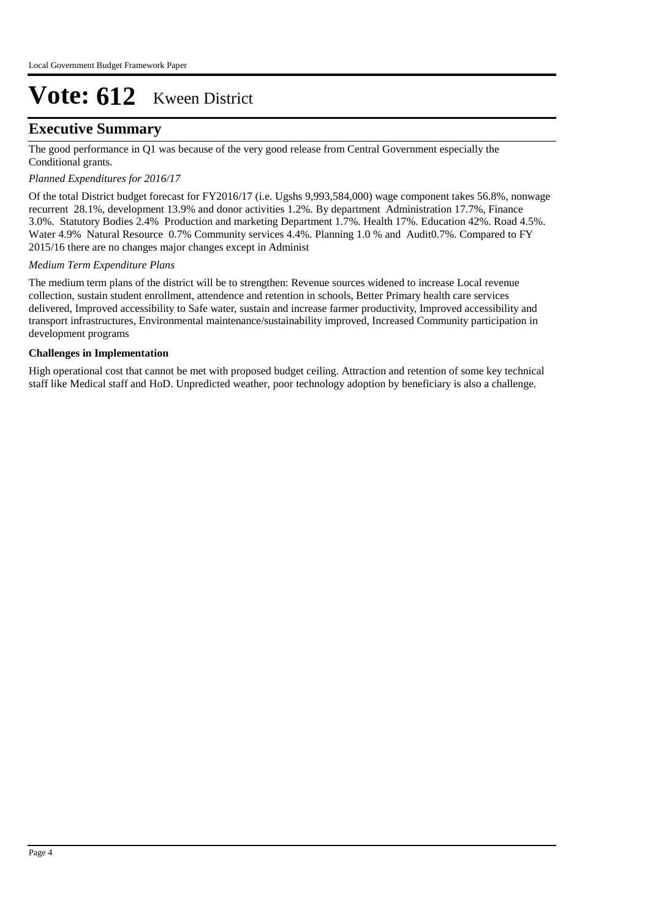# Vote: 612 Kweén District

## Executive Summary

The good performance in Q1 was because of the very good release from Central Government especially the Conditional grants.

*Planned Expenditures for 2016/17*

Of the total District budget forecast for FY2016/17 (i.e. Ugshs 9,993,584,000) wage component takes 56.8%, nonwage recurrent 28.1%, development 13.9% and donor activities 1.2%. By department Administration 17.7%, Finance 3.0%. Statutory Bodies 2.4% Production and marketing Department 1.7%. Health 17%. Education 42%. Road 4.5%. Water 4.9% Natural Resource 0.7% Community services 4.4%. Planning 1.0 % and Audit0.7%. Compared to FY 2015/16 there are no changes major changes except in Administ

*Medium Term Expenditure Plans*

The medium term plans of the district will be to strengthen: Revenue sources widened to increase Local revenue collection, sustain student enrollment, attendence and retention in schools, Better Primary health care services delivered, Improved accessibility to Safe water, sustain and increase farmer productivity, Improved accessibility and transport infrastructures, Environmental maintenance/sustainability improved, Increased Community participation in development programs

**Challenges in Implementation**

High operational cost that cannot be met with proposed budget ceiling. Attraction and retention of some key technical staff like Medical staff and HoD. Unpredicted weather, poor technology adoption by beneficiary is also a challenge.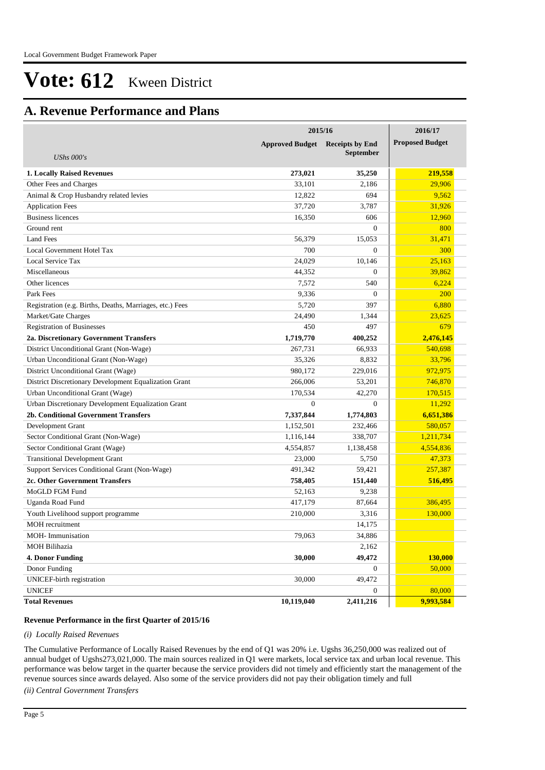# Vote: 612 Kween District

## A. Revenue Performance and Plans

| *UShs 000's* | 2015/16 Approved Budget | 2015/16 Receipts by End September | 2016/17 Proposed Budget |
|---|---|---|---|
| **1. Locally Raised Revenues** | **273,021** | **35,250** | **219,558** |
| Other Fees and Charges | 33,101 | 2,186 | 29,906 |
| Animal & Crop Husbandry related levies | 12,822 | 694 | 9,562 |
| Application Fees | 37,720 | 3,787 | 31,926 |
| Business licences | 16,350 | 606 | 12,960 |
| Ground rent | | 0 | 800 |
| Land Fees | 56,379 | 15,053 | 31,471 |
| Local Government Hotel Tax | 700 | 0 | 300 |
| Local Service Tax | 24,029 | 10,146 | 25,163 |
| Miscellaneous | 44,352 | 0 | 39,862 |
| Other licences | 7,572 | 540 | 6,224 |
| Park Fees | 9,336 | 0 | 200 |
| Registration (e.g. Births, Deaths, Marriages, etc.) Fees | 5,720 | 397 | 6,880 |
| Market/Gate Charges | 24,490 | 1,344 | 23,625 |
| Registration of Businesses | 450 | 497 | 679 |
| **2a. Discretionary Government Transfers** | **1,719,770** | **400,252** | **2,476,145** |
| District Unconditional Grant (Non-Wage) | 267,731 | 66,933 | 540,698 |
| Urban Unconditional Grant (Non-Wage) | 35,326 | 8,832 | 33,796 |
| District Unconditional Grant (Wage) | 980,172 | 229,016 | 972,975 |
| District Discretionary Development Equalization Grant | 266,006 | 53,201 | 746,870 |
| Urban Unconditional Grant (Wage) | 170,534 | 42,270 | 170,515 |
| Urban Discretionary Development Equalization Grant | 0 | 0 | 11,292 |
| **2b. Conditional Government Transfers** | **7,337,844** | **1,774,803** | **6,651,386** |
| Development Grant | 1,152,501 | 232,466 | 580,057 |
| Sector Conditional Grant (Non-Wage) | 1,116,144 | 338,707 | 1,211,734 |
| Sector Conditional Grant (Wage) | 4,554,857 | 1,138,458 | 4,554,836 |
| Transitional Development Grant | 23,000 | 5,750 | 47,373 |
| Support Services Conditional Grant (Non-Wage) | 491,342 | 59,421 | 257,387 |
| **2c. Other Government Transfers** | **758,405** | **151,440** | **516,495** |
| MoGLD FGM Fund | 52,163 | 9,238 | |
| Uganda Road Fund | 417,179 | 87,664 | 386,495 |
| Youth Livelihood support programme | 210,000 | 3,316 | 130,000 |
| MOH recruitment | | 14,175 | |
| MOH- Immunisation | 79,063 | 34,886 | |
| MOH Bilihazia | | 2,162 | |
| **4. Donor Funding** | **30,000** | **49,472** | **130,000** |
| Donor Funding | | 0 | 50,000 |
| UNICEF-birth registration | 30,000 | 49,472 | |
| UNICEF | | 0 | 80,000 |
| **Total Revenues** | **10,119,040** | **2,411,216** | **9,993,584** |

**Revenue Performance in the first Quarter of 2015/16**

*(i) Locally Raised Revenues*

The Cumulative Performance of Locally Raised Revenues by the end of Q1 was 20% i.e. Ugshs 36,250,000 was realized out of annual budget of Ugshs273,021,000. The main sources realized in Q1 were markets, local service tax and urban local revenue. This performance was below target in the quarter because the service providers did not timely and efficiently start the management of the revenue sources since awards delayed. Also some of the service providers did not pay their obligation timely and full

*(ii) Central Government Transfers*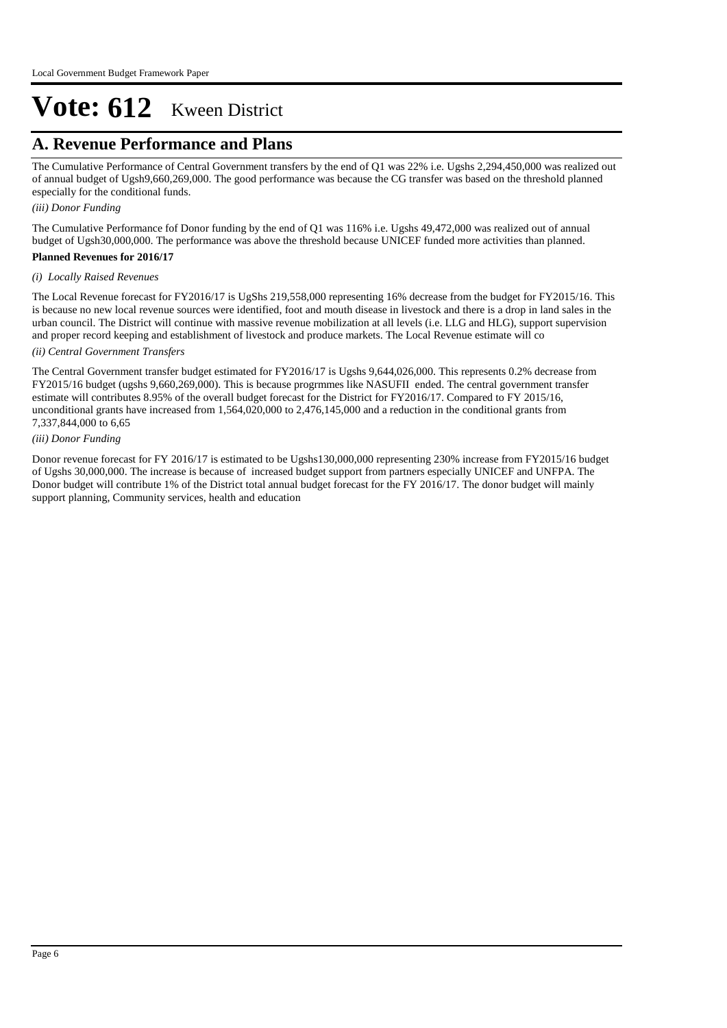# Vote: 612 KweDistrict

## A. Revenue Performance and Plans

The Cumulative Performance of Central Government transfers by the end of Q1 was 22% i.e. Ugshs 2,294,450,000 was realized out of annual budget of Ugsh9,660,269,000. The good performance was because the CG transfer was based on the threshold planned especially for the conditional funds.

*(iii) Donor Funding*

The Cumulative Performance fof Donor funding by the end of Q1 was 116% i.e. Ugshs 49,472,000 was realized out of annual budget of Ugsh30,000,000. The performance was above the threshold because UNICEF funded more activities than planned.

**Planned Revenues for 2016/17**

*(i) Locally Raised Revenues*

The Local Revenue forecast for FY2016/17 is UgShs 219,558,000 representing 16% decrease from the budget for FY2015/16. This is because no new local revenue sources were identified, foot and mouth disease in livestock and there is a drop in land sales in the urban council. The District will continue with massive revenue mobilization at all levels (i.e. LLG and HLG), support supervision and proper record keeping and establishment of livestock and produce markets. The Local Revenue estimate will co

*(ii) Central Government Transfers*

The Central Government transfer budget estimated for FY2016/17 is Ugshs 9,644,026,000. This represents 0.2% decrease from FY2015/16 budget (ugshs 9,660,269,000). This is because progrmmes like NASUFII ended. The central government transfer estimate will contributes 8.95% of the overall budget forecast for the District for FY2016/17. Compared to FY 2015/16, unconditional grants have increased from 1,564,020,000 to 2,476,145,000 and a reduction in the conditional grants from 7,337,844,000 to 6,65

*(iii) Donor Funding*

Donor revenue forecast for FY 2016/17 is estimated to be Ugshs130,000,000 representing 230% increase from FY2015/16 budget of Ugshs 30,000,000. The increase is because of increased budget support from partners especially UNICEF and UNFPA. The Donor budget will contribute 1% of the District total annual budget forecast for the FY 2016/17. The donor budget will mainly support planning, Community services, health and education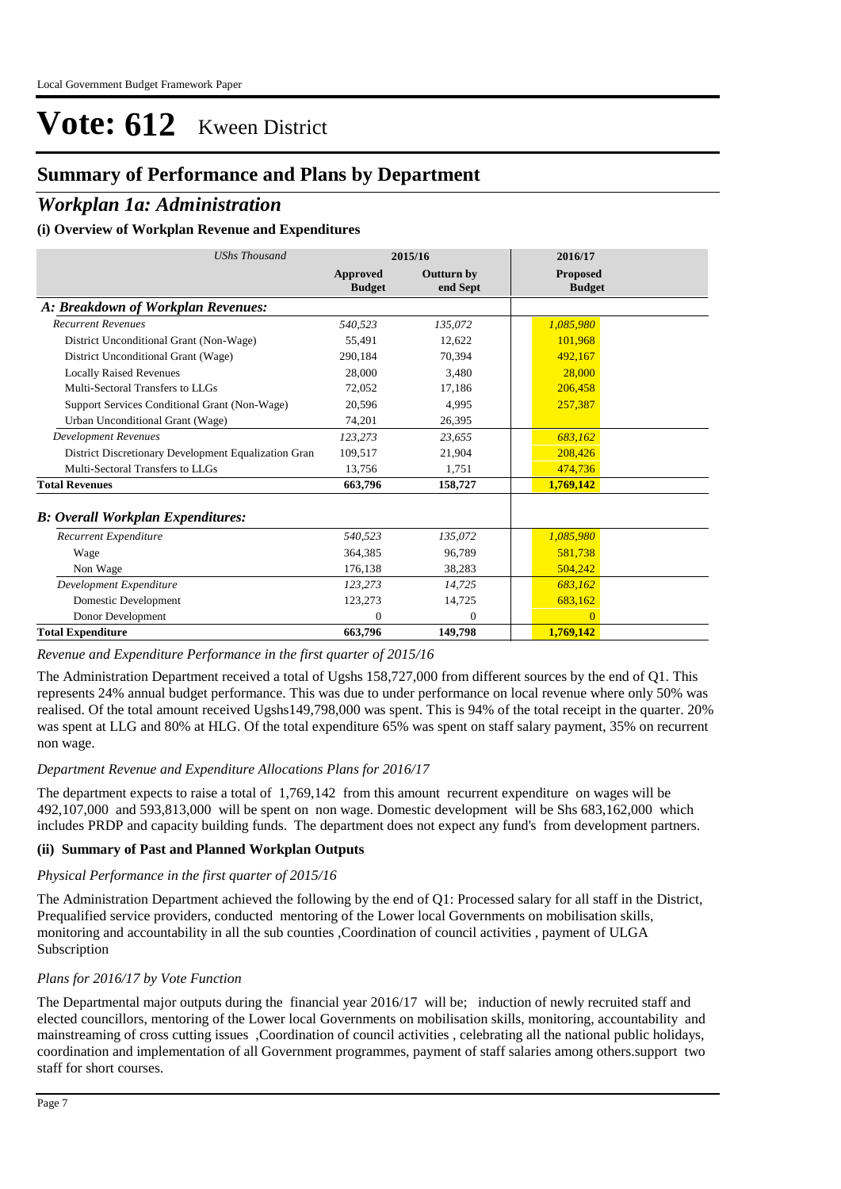# Vote: 612 Kween District

## Summary of Performance and Plans by Department

## *Workplan 1a: Administration*

### (i) Overview of Workplan Revenue and Expenditures

| *UShs Thousand* | 2015/16 | | 2016/17 |
|---|---|---|---|
| | **Approved Budget** | **Outturn by end Sept** | **Proposed Budget** |
| ***A: Breakdown of Workplan Revenues:*** | | | |
| *Recurrent Revenues* | *540,523* | *135,072* | *1,085,980* |
| District Unconditional Grant (Non-Wage) | 55,491 | 12,622 | 101,968 |
| District Unconditional Grant (Wage) | 290,184 | 70,394 | 492,167 |
| Locally Raised Revenues | 28,000 | 3,480 | 28,000 |
| Multi-Sectoral Transfers to LLGs | 72,052 | 17,186 | 206,458 |
| Support Services Conditional Grant (Non-Wage) | 20,596 | 4,995 | 257,387 |
| Urban Unconditional Grant (Wage) | 74,201 | 26,395 | |
| *Development Revenues* | *123,273* | *23,655* | *683,162* |
| District Discretionary Development Equalization Gran | 109,517 | 21,904 | 208,426 |
| Multi-Sectoral Transfers to LLGs | 13,756 | 1,751 | 474,736 |
| **Total Revenues** | **663,796** | **158,727** | **1,769,142** |
| ***B: Overall Workplan Expenditures:*** | | | |
| *Recurrent Expenditure* | *540,523* | *135,072* | *1,085,980* |
| Wage | 364,385 | 96,789 | 581,738 |
| Non Wage | 176,138 | 38,283 | 504,242 |
| *Development Expenditure* | *123,273* | *14,725* | *683,162* |
| Domestic Development | 123,273 | 14,725 | 683,162 |
| Donor Development | 0 | 0 | 0 |
| **Total Expenditure** | **663,796** | **149,798** | **1,769,142** |

*Revenue and Expenditure Performance in the first quarter of 2015/16*

The Administration Department received a total of Ugshs 158,727,000 from different sources by the end of Q1. This represents 24% annual budget performance. This was due to under performance on local revenue where only 50% was realised. Of the total amount received Ugshs149,798,000 was spent. This is 94% of the total receipt in the quarter. 20% was spent at LLG and 80% at HLG. Of the total expenditure 65% was spent on staff salary payment, 35% on recurrent non wage.

*Department Revenue and Expenditure Allocations Plans for 2016/17*

The department expects to raise a total of 1,769,142 from this amount recurrent expenditure on wages will be 492,107,000 and 593,813,000 will be spent on non wage. Domestic development will be Shs 683,162,000 which includes PRDP and capacity building funds. The department does not expect any fund's from development partners.

### (ii) Summary of Past and Planned Workplan Outputs

*Physical Performance in the first quarter of 2015/16*

The Administration Department achieved the following by the end of Q1: Processed salary for all staff in the District, Prequalified service providers, conducted mentoring of the Lower local Governments on mobilisation skills, monitoring and accountability in all the sub counties ,Coordination of council activities , payment of ULGA Subscription

*Plans for 2016/17 by Vote Function*

The Departmental major outputs during the financial year 2016/17 will be; induction of newly recruited staff and elected councillors, mentoring of the Lower local Governments on mobilisation skills, monitoring, accountability and mainstreaming of cross cutting issues ,Coordination of council activities , celebrating all the national public holidays, coordination and implementation of all Government programmes, payment of staff salaries among others.support two staff for short courses.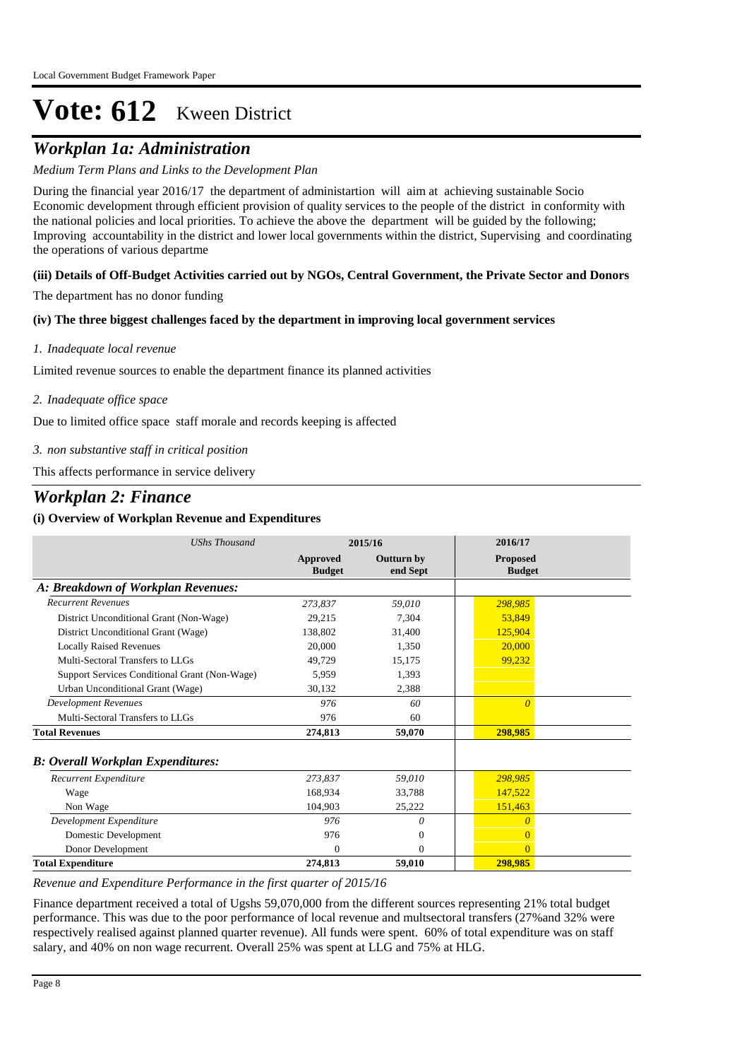# Vote: 612 Kweeen District

## *Workplan 1a: Administration*

*Medium Term Plans and Links to the Development Plan*

During the financial year 2016/17 the department of administartion will aim at achieving sustainable Socio Economic development through efficient provision of quality services to the people of the district in conformity with the national policies and local priorities. To achieve the above the department will be guided by the following; Improving accountability in the district and lower local governments within the district, Supervising and coordinating the operations of various departme

**(iii) Details of Off-Budget Activities carried out by NGOs, Central Government, the Private Sector and Donors**

The department has no donor funding

**(iv) The three biggest challenges faced by the department in improving local government services**

*1. Inadequate local revenue*

Limited revenue sources to enable the department finance its planned activities

*2. Inadequate office space*

Due to limited office space staff morale and records keeping is affected

*3. non substantive staff in critical position*

This affects performance in service delivery

## *Workplan 2: Finance*

**(i) Overview of Workplan Revenue and Expenditures**

| *UShs Thousand* | 2015/16 | | 2016/17 |
|---|---|---|---|
| | **Approved Budget** | **Outturn by end Sept** | **Proposed Budget** |
| ***A: Breakdown of Workplan Revenues:*** | | | |
| *Recurrent Revenues* | *273,837* | *59,010* | *298,985* |
| District Unconditional Grant (Non-Wage) | 29,215 | 7,304 | 53,849 |
| District Unconditional Grant (Wage) | 138,802 | 31,400 | 125,904 |
| Locally Raised Revenues | 20,000 | 1,350 | 20,000 |
| Multi-Sectoral Transfers to LLGs | 49,729 | 15,175 | 99,232 |
| Support Services Conditional Grant (Non-Wage) | 5,959 | 1,393 | |
| Urban Unconditional Grant (Wage) | 30,132 | 2,388 | |
| *Development Revenues* | *976* | *60* | *0* |
| Multi-Sectoral Transfers to LLGs | 976 | 60 | |
| **Total Revenues** | **274,813** | **59,070** | **298,985** |
| ***B: Overall Workplan Expenditures:*** | | | |
| *Recurrent Expenditure* | *273,837* | *59,010* | *298,985* |
| Wage | 168,934 | 33,788 | 147,522 |
| Non Wage | 104,903 | 25,222 | 151,463 |
| *Development Expenditure* | *976* | *0* | *0* |
| Domestic Development | 976 | 0 | 0 |
| Donor Development | 0 | 0 | 0 |
| **Total Expenditure** | **274,813** | **59,010** | **298,985** |

*Revenue and Expenditure Performance in the first quarter of 2015/16*

Finance department received a total of Ugshs 59,070,000 from the different sources representing 21% total budget performance. This was due to the poor performance of local revenue and multsectoral transfers (27%and 32% were respectively realised against planned quarter revenue). All funds were spent. 60% of total expenditure was on staff salary, and 40% on non wage recurrent. Overall 25% was spent at LLG and 75% at HLG.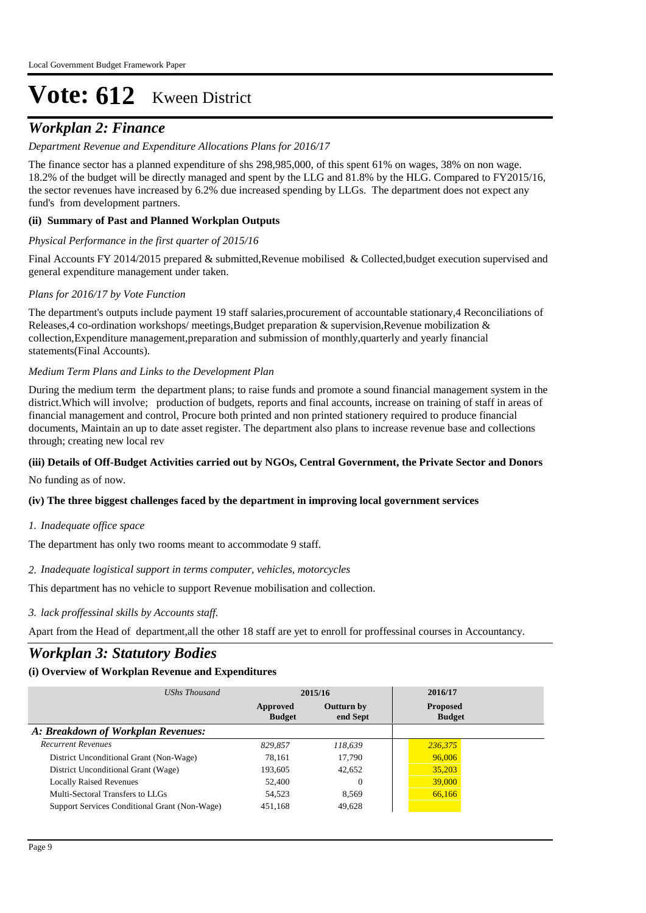# Vote: 612 Kween District

## *Workplan 2: Finance*

*Department Revenue and Expenditure Allocations Plans for 2016/17*

The finance sector has a planned expenditure of shs 298,985,000, of this spent 61% on wages, 38% on non wage. 18.2% of the budget will be directly managed and spent by the LLG and 81.8% by the HLG. Compared to FY2015/16, the sector revenues have increased by 6.2% due increased spending by LLGs. The department does not expect any fund's from development partners.

**(ii) Summary of Past and Planned Workplan Outputs**

*Physical Performance in the first quarter of 2015/16*

Final Accounts FY 2014/2015 prepared & submitted,Revenue mobilised & Collected,budget execution supervised and general expenditure management under taken.

*Plans for 2016/17 by Vote Function*

The department's outputs include payment 19 staff salaries,procurement of accountable stationary,4 Reconciliations of Releases,4 co-ordination workshops/ meetings,Budget preparation & supervision,Revenue mobilization & collection,Expenditure management,preparation and submission of monthly,quarterly and yearly financial statements(Final Accounts).

*Medium Term Plans and Links to the Development Plan*

During the medium term the department plans; to raise funds and promote a sound financial management system in the district.Which will involve; production of budgets, reports and final accounts, increase on training of staff in areas of financial management and control, Procure both printed and non printed stationery required to produce financial documents, Maintain an up to date asset register. The department also plans to increase revenue base and collections through; creating new local rev

**(iii) Details of Off-Budget Activities carried out by NGOs, Central Government, the Private Sector and Donors**

No funding as of now.

**(iv) The three biggest challenges faced by the department in improving local government services**

*1. Inadequate office space*

The department has only two rooms meant to accommodate 9 staff.

*2. Inadequate logistical support in terms computer, vehicles, motorcycles*

This department has no vehicle to support Revenue mobilisation and collection.

*3. lack proffessinal skills by Accounts staff.*

Apart from the Head of department,all the other 18 staff are yet to enroll for proffessinal courses in Accountancy.

## *Workplan 3: Statutory Bodies*

**(i) Overview of Workplan Revenue and Expenditures**

| *UShs Thousand* | 2015/16 | | 2016/17 |
|---|---|---|---|
| | **Approved Budget** | **Outturn by end Sept** | **Proposed Budget** |
| ***A: Breakdown of Workplan Revenues:*** | | | |
| *Recurrent Revenues* | *829,857* | *118,639* | *236,375* |
| District Unconditional Grant (Non-Wage) | 78,161 | 17,790 | 96,006 |
| District Unconditional Grant (Wage) | 193,605 | 42,652 | 35,203 |
| Locally Raised Revenues | 52,400 | 0 | 39,000 |
| Multi-Sectoral Transfers to LLGs | 54,523 | 8,569 | 66,166 |
| Support Services Conditional Grant (Non-Wage) | 451,168 | 49,628 | |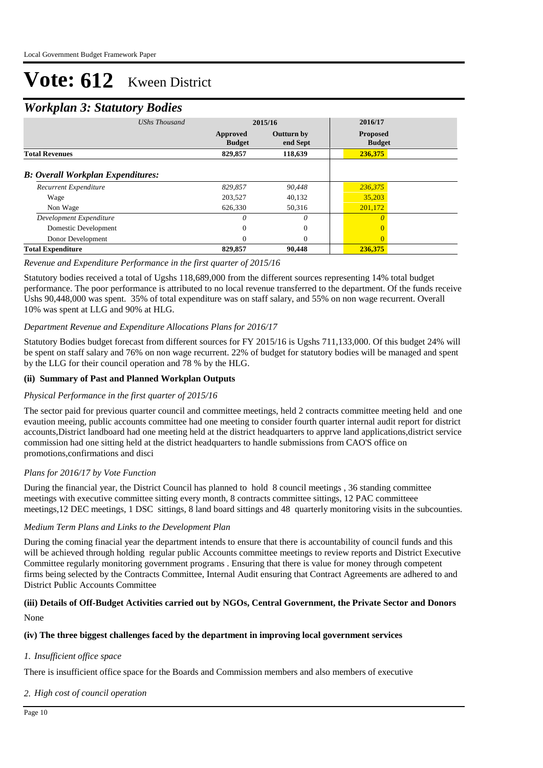# Vote: 612 Kweeen District

## *Workplan 3: Statutory Bodies*

| *UShs Thousand* | 2015/16 | | 2016/17 |
|---|---|---|---|
| | **Approved Budget** | **Outturn by end Sept** | **Proposed Budget** |
| **Total Revenues** | **829,857** | **118,639** | **236,375** |
| ***B: Overall Workplan Expenditures:*** | | | |
| *Recurrent Expenditure* | *829,857* | *90,448* | *236,375* |
| Wage | 203,527 | 40,132 | 35,203 |
| Non Wage | 626,330 | 50,316 | 201,172 |
| *Development Expenditure* | *0* | *0* | *0* |
| Domestic Development | 0 | 0 | 0 |
| Donor Development | 0 | 0 | 0 |
| **Total Expenditure** | **829,857** | **90,448** | **236,375** |

*Revenue and Expenditure Performance in the first quarter of 2015/16*

Statutory bodies received a total of Ugshs 118,689,000 from the different sources representing 14% total budget performance. The poor performance is attributed to no local revenue transferred to the department. Of the funds receive Ushs 90,448,000 was spent. 35% of total expenditure was on staff salary, and 55% on non wage recurrent. Overall 10% was spent at LLG and 90% at HLG.

*Department Revenue and Expenditure Allocations Plans for 2016/17*

Statutory Bodies budget forecast from different sources for FY 2015/16 is Ugshs 711,133,000. Of this budget 24% will be spent on staff salary and 76% on non wage recurrent. 22% of budget for statutory bodies will be managed and spent by the LLG for their council operation and 78 % by the HLG.

**(ii) Summary of Past and Planned Workplan Outputs**

*Physical Performance in the first quarter of 2015/16*

The sector paid for previous quarter council and committee meetings, held 2 contracts committee meeting held and one evaution meeing, public accounts committee had one meeting to consider fourth quarter internal audit report for district accounts,District landboard had one meeting held at the district headquarters to apprve land applications,district service commission had one sitting held at the district headquarters to handle submissions from CAO'S office on promotions,confirmations and disci

*Plans for 2016/17 by Vote Function*

During the financial year, the District Council has planned to hold 8 council meetings , 36 standing committee meetings with executive committee sitting every month, 8 contracts committee sittings, 12 PAC committeee meetings,12 DEC meetings, 1 DSC sittings, 8 land board sittings and 48 quarterly monitoring visits in the subcounties.

*Medium Term Plans and Links to the Development Plan*

During the coming finacial year the department intends to ensure that there is accountability of council funds and this will be achieved through holding regular public Accounts committee meetings to review reports and District Executive Committee regularly monitoring government programs . Ensuring that there is value for money through competent firms being selected by the Contracts Committee, Internal Audit ensuring that Contract Agreements are adhered to and District Public Accounts Committee

**(iii) Details of Off-Budget Activities carried out by NGOs, Central Government, the Private Sector and Donors**

None

**(iv) The three biggest challenges faced by the department in improving local government services**

*1. Insufficient office space*

There is insufficient office space for the Boards and Commission members and also members of executive

*2. High cost of council operation*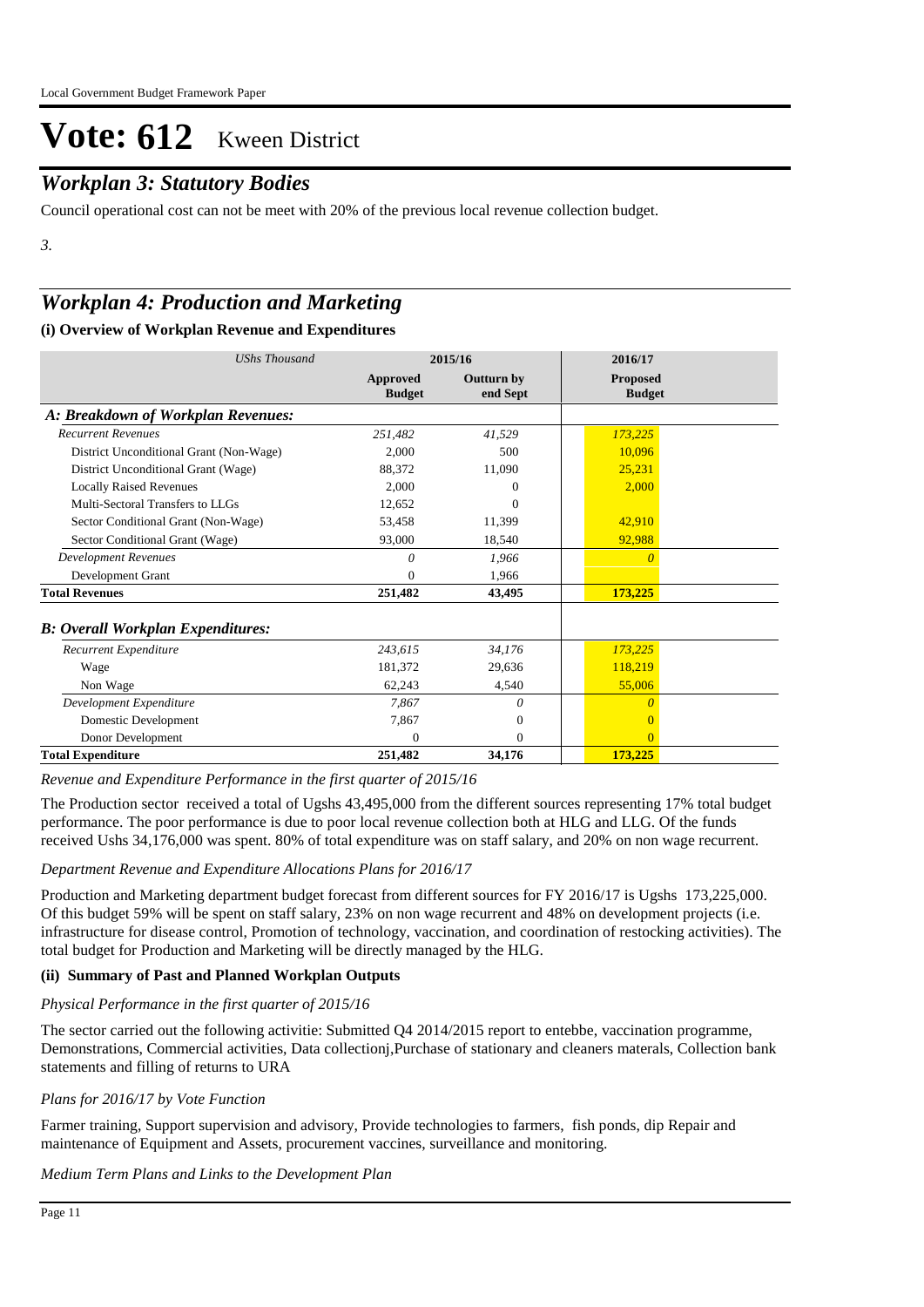# Vote: 612 Kween District

## *Workplan 3: Statutory Bodies*

Council operational cost can not be meet with 20% of the previous local revenue collection budget.

*3.*

## *Workplan 4: Production and Marketing*

### (i) Overview of Workplan Revenue and Expenditures

| *UShs Thousand* | 2015/16 | | 2016/17 |
|---|---|---|---|
| | **Approved Budget** | **Outturn by end Sept** | **Proposed Budget** |
| ***A: Breakdown of Workplan Revenues:*** | | | |
| *Recurrent Revenues* | *251,482* | *41,529* | *173,225* |
| District Unconditional Grant (Non-Wage) | 2,000 | 500 | 10,096 |
| District Unconditional Grant (Wage) | 88,372 | 11,090 | 25,231 |
| Locally Raised Revenues | 2,000 | 0 | 2,000 |
| Multi-Sectoral Transfers to LLGs | 12,652 | 0 | |
| Sector Conditional Grant (Non-Wage) | 53,458 | 11,399 | 42,910 |
| Sector Conditional Grant (Wage) | 93,000 | 18,540 | 92,988 |
| *Development Revenues* | *0* | *1,966* | *0* |
| Development Grant | 0 | 1,966 | |
| **Total Revenues** | **251,482** | **43,495** | **173,225** |
| ***B: Overall Workplan Expenditures:*** | | | |
| *Recurrent Expenditure* | *243,615* | *34,176* | *173,225* |
| Wage | 181,372 | 29,636 | 118,219 |
| Non Wage | 62,243 | 4,540 | 55,006 |
| *Development Expenditure* | *7,867* | *0* | *0* |
| Domestic Development | 7,867 | 0 | 0 |
| Donor Development | 0 | 0 | 0 |
| **Total Expenditure** | **251,482** | **34,176** | **173,225** |

*Revenue and Expenditure Performance in the first quarter of 2015/16*

The Production sector received a total of Ugshs 43,495,000 from the different sources representing 17% total budget performance. The poor performance is due to poor local revenue collection both at HLG and LLG. Of the funds received Ushs 34,176,000 was spent. 80% of total expenditure was on staff salary, and 20% on non wage recurrent.

*Department Revenue and Expenditure Allocations Plans for 2016/17*

Production and Marketing department budget forecast from different sources for FY 2016/17 is Ugshs 173,225,000. Of this budget 59% will be spent on staff salary, 23% on non wage recurrent and 48% on development projects (i.e. infrastructure for disease control, Promotion of technology, vaccination, and coordination of restocking activities). The total budget for Production and Marketing will be directly managed by the HLG.

### (ii) Summary of Past and Planned Workplan Outputs

*Physical Performance in the first quarter of 2015/16*

The sector carried out the following activitie: Submitted Q4 2014/2015 report to entebbe, vaccination programme, Demonstrations, Commercial activities, Data collectionj,Purchase of stationary and cleaners materals, Collection bank statements and filling of returns to URA

*Plans for 2016/17 by Vote Function*

Farmer training, Support supervision and advisory, Provide technologies to farmers, fish ponds, dip Repair and maintenance of Equipment and Assets, procurement vaccines, surveillance and monitoring.

*Medium Term Plans and Links to the Development Plan*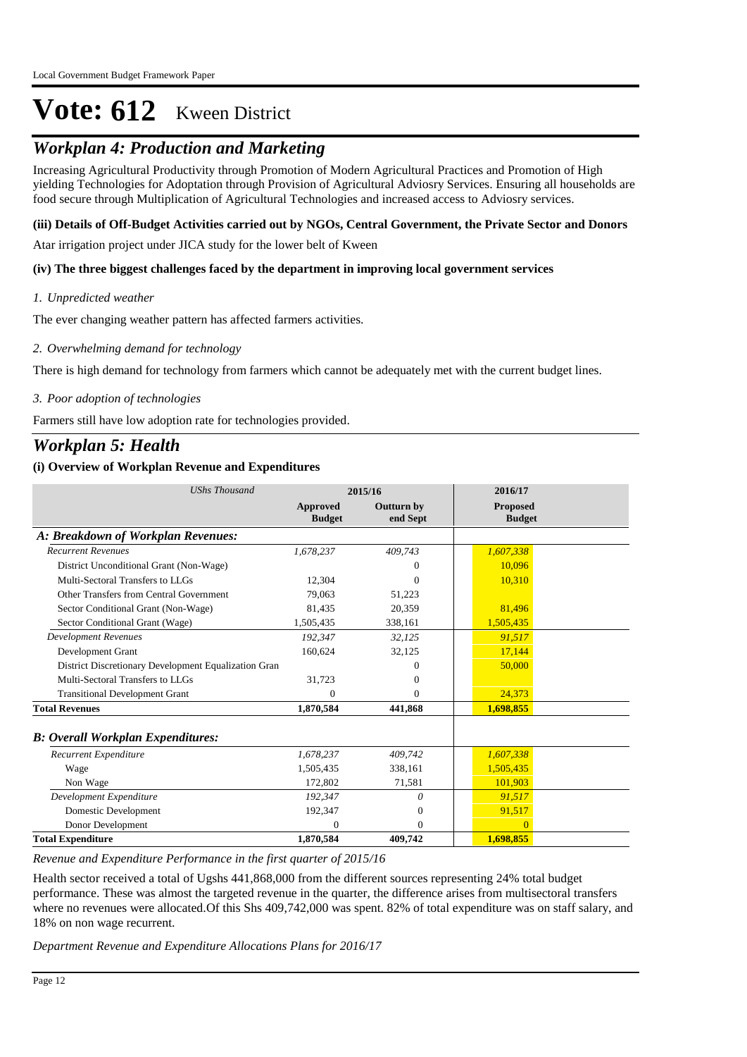# Vote: 612 Kweeen District

## *Workplan 4: Production and Marketing*

Increasing Agricultural Productivity through Promotion of Modern Agricultural Practices and Promotion of High yielding Technologies for Adoptation through Provision of Agricultural Adviosry Services. Ensuring all households are food secure through Multiplication of Agricultural Technologies and increased access to Adviosry services.

**(iii) Details of Off-Budget Activities carried out by NGOs, Central Government, the Private Sector and Donors**

Atar irrigation project under JICA study for the lower belt of Kween

**(iv) The three biggest challenges faced by the department in improving local government services**

*1. Unpredicted weather*

The ever changing weather pattern has affected farmers activities.

*2. Overwhelming demand for technology*

There is high demand for technology from farmers which cannot be adequately met with the current budget lines.

*3. Poor adoption of technologies*

Farmers still have low adoption rate for technologies provided.

## *Workplan 5: Health*

**(i) Overview of Workplan Revenue and Expenditures**

| *UShs Thousand* | 2015/16 | | 2016/17 |
|---|---|---|---|
| | **Approved Budget** | **Outturn by end Sept** | **Proposed Budget** |
| ***A: Breakdown of Workplan Revenues:*** | | | |
| *Recurrent Revenues* | *1,678,237* | *409,743* | *1,607,338* |
| District Unconditional Grant (Non-Wage) | | 0 | 10,096 |
| Multi-Sectoral Transfers to LLGs | 12,304 | 0 | 10,310 |
| Other Transfers from Central Government | 79,063 | 51,223 | |
| Sector Conditional Grant (Non-Wage) | 81,435 | 20,359 | 81,496 |
| Sector Conditional Grant (Wage) | 1,505,435 | 338,161 | 1,505,435 |
| *Development Revenues* | *192,347* | *32,125* | *91,517* |
| Development Grant | 160,624 | 32,125 | 17,144 |
| District Discretionary Development Equalization Gran | | 0 | 50,000 |
| Multi-Sectoral Transfers to LLGs | 31,723 | 0 | |
| Transitional Development Grant | 0 | 0 | 24,373 |
| **Total Revenues** | **1,870,584** | **441,868** | **1,698,855** |
| ***B: Overall Workplan Expenditures:*** | | | |
| *Recurrent Expenditure* | *1,678,237* | *409,742* | *1,607,338* |
| Wage | 1,505,435 | 338,161 | 1,505,435 |
| Non Wage | 172,802 | 71,581 | 101,903 |
| *Development Expenditure* | *192,347* | *0* | *91,517* |
| Domestic Development | 192,347 | 0 | 91,517 |
| Donor Development | 0 | 0 | 0 |
| **Total Expenditure** | **1,870,584** | **409,742** | **1,698,855** |

*Revenue and Expenditure Performance in the first quarter of 2015/16*

Health sector received a total of Ugshs 441,868,000 from the different sources representing 24% total budget performance. These was almost the targeted revenue in the quarter, the difference arises from multisectoral transfers where no revenues were allocated.Of this Shs 409,742,000 was spent. 82% of total expenditure was on staff salary, and 18% on non wage recurrent.

*Department Revenue and Expenditure Allocations Plans for 2016/17*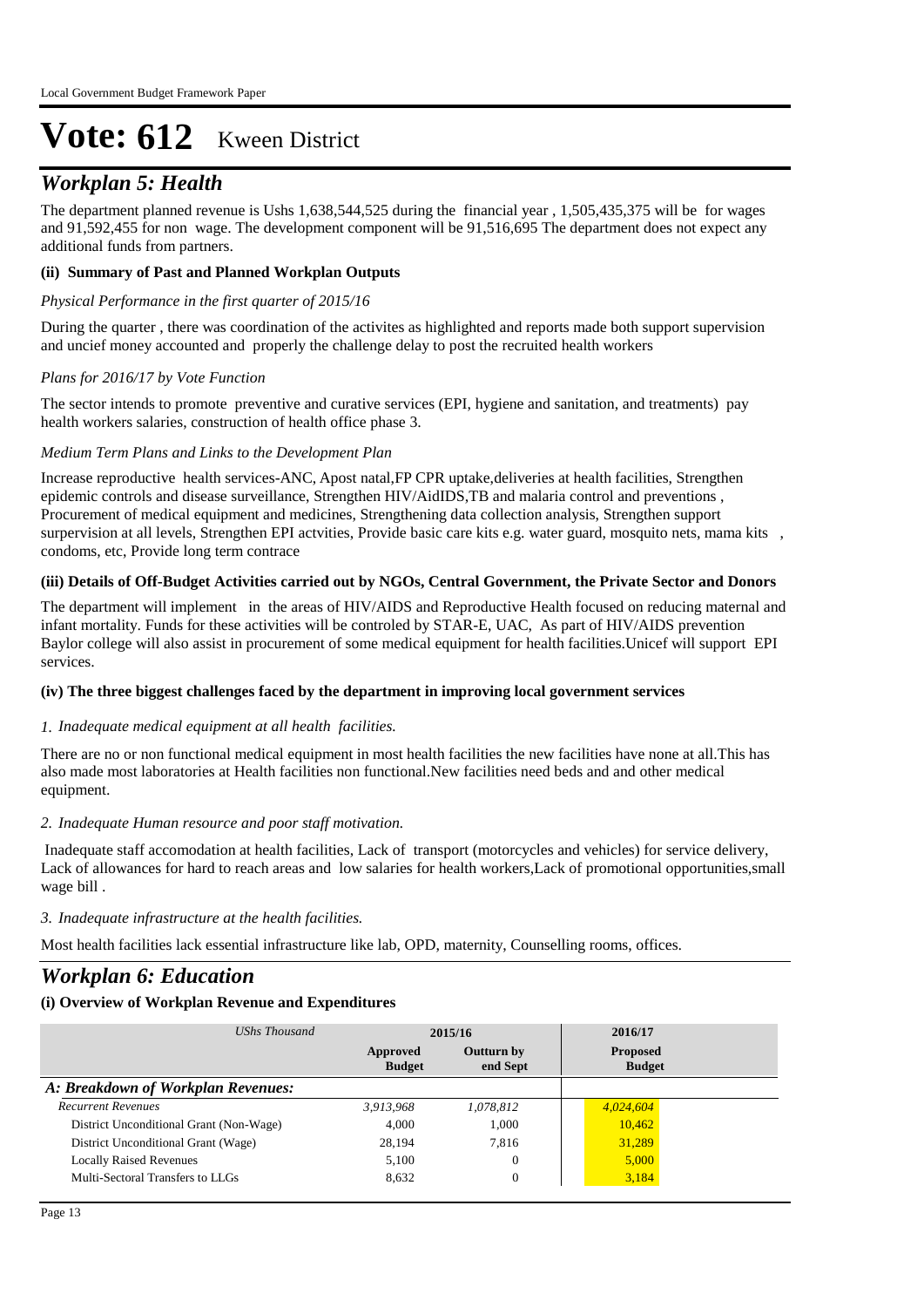# Vote: 612 Kween District

## *Workplan 5: Health*

The department planned revenue is Ushs 1,638,544,525 during the financial year , 1,505,435,375 will be for wages and 91,592,455 for non wage. The development component will be 91,516,695 The department does not expect any additional funds from partners.

### (ii) Summary of Past and Planned Workplan Outputs

*Physical Performance in the first quarter of 2015/16*

During the quarter , there was coordination of the activites as highlighted and reports made both support supervision and uncief money accounted and properly the challenge delay to post the recruited health workers

*Plans for 2016/17 by Vote Function*

The sector intends to promote preventive and curative services (EPI, hygiene and sanitation, and treatments) pay health workers salaries, construction of health office phase 3.

*Medium Term Plans and Links to the Development Plan*

Increase reproductive health services-ANC, Apost natal,FP CPR uptake,deliveries at health facilities, Strengthen epidemic controls and disease surveillance, Strengthen HIV/AidIDS,TB and malaria control and preventions , Procurement of medical equipment and medicines, Strengthening data collection analysis, Strengthen support surpervision at all levels, Strengthen EPI actvities, Provide basic care kits e.g. water guard, mosquito nets, mama kits , condoms, etc, Provide long term contrace

### (iii) Details of Off-Budget Activities carried out by NGOs, Central Government, the Private Sector and Donors

The department will implement in the areas of HIV/AIDS and Reproductive Health focused on reducing maternal and infant mortality. Funds for these activities will be controled by STAR-E, UAC, As part of HIV/AIDS prevention Baylor college will also assist in procurement of some medical equipment for health facilities.Unicef will support EPI services.

### (iv) The three biggest challenges faced by the department in improving local government services

*1. Inadequate medical equipment at all health facilities.*

There are no or non functional medical equipment in most health facilities the new facilities have none at all.This has also made most laboratories at Health facilities non functional.New facilities need beds and and other medical equipment.

*2. Inadequate Human resource and poor staff motivation.*

Inadequate staff accomodation at health facilities, Lack of transport (motorcycles and vehicles) for service delivery, Lack of allowances for hard to reach areas and low salaries for health workers,Lack of promotional opportunities,small wage bill .

*3. Inadequate infrastructure at the health facilities.*

Most health facilities lack essential infrastructure like lab, OPD, maternity, Counselling rooms, offices.

## *Workplan 6: Education*

### (i) Overview of Workplan Revenue and Expenditures

| *UShs Thousand* | 2015/16 | | 2016/17 |
|---|---|---|---|
| | Approved Budget | Outturn by end Sept | Proposed Budget |
| ***A: Breakdown of Workplan Revenues:*** | | | |
| *Recurrent Revenues* | *3,913,968* | *1,078,812* | *4,024,604* |
| District Unconditional Grant (Non-Wage) | 4,000 | 1,000 | 10,462 |
| District Unconditional Grant (Wage) | 28,194 | 7,816 | 31,289 |
| Locally Raised Revenues | 5,100 | 0 | 5,000 |
| Multi-Sectoral Transfers to LLGs | 8,632 | 0 | 3,184 |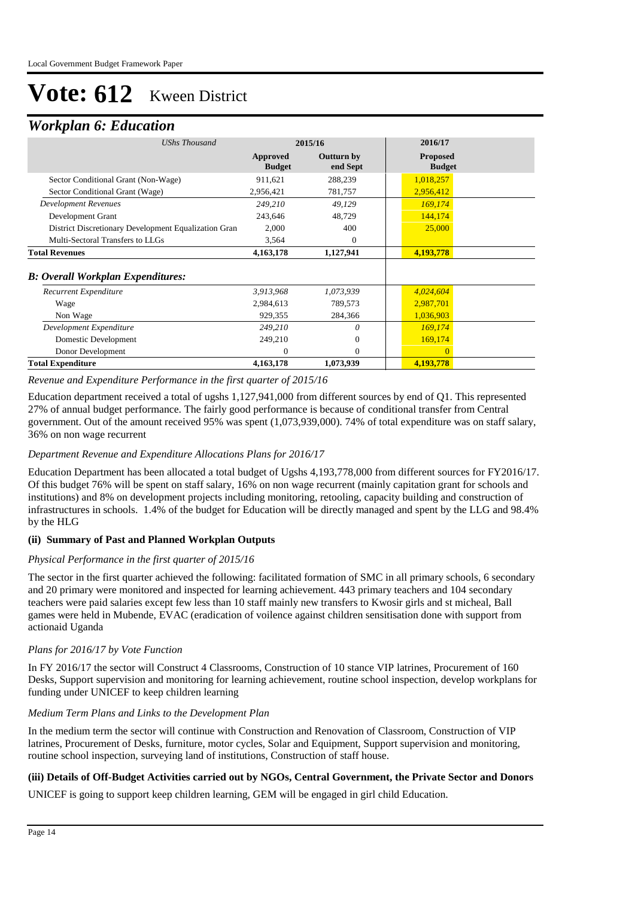# Vote: 612 Kween District

## *Workplan 6: Education*

| *UShs Thousand* | 2015/16 | | 2016/17 |
|---|---|---|---|
| | **Approved Budget** | **Outturn by end Sept** | **Proposed Budget** |
| Sector Conditional Grant (Non-Wage) | 911,621 | 288,239 | 1,018,257 |
| Sector Conditional Grant (Wage) | 2,956,421 | 781,757 | 2,956,412 |
| *Development Revenues* | *249,210* | *49,129* | *169,174* |
| Development Grant | 243,646 | 48,729 | 144,174 |
| District Discretionary Development Equalization Gran | 2,000 | 400 | 25,000 |
| Multi-Sectoral Transfers to LLGs | 3,564 | 0 | |
| **Total Revenues** | **4,163,178** | **1,127,941** | **4,193,778** |
| ***B: Overall Workplan Expenditures:*** | | | |
| *Recurrent Expenditure* | *3,913,968* | *1,073,939* | *4,024,604* |
| Wage | 2,984,613 | 789,573 | 2,987,701 |
| Non Wage | 929,355 | 284,366 | 1,036,903 |
| *Development Expenditure* | *249,210* | *0* | *169,174* |
| Domestic Development | 249,210 | 0 | 169,174 |
| Donor Development | 0 | 0 | 0 |
| **Total Expenditure** | **4,163,178** | **1,073,939** | **4,193,778** |

*Revenue and Expenditure Performance in the first quarter of 2015/16*

Education department received a total of ugshs 1,127,941,000 from different sources by end of Q1. This represented 27% of annual budget performance. The fairly good performance is because of conditional transfer from Central government. Out of the amount received 95% was spent (1,073,939,000). 74% of total expenditure was on staff salary, 36% on non wage recurrent

*Department Revenue and Expenditure Allocations Plans for 2016/17*

Education Department has been allocated a total budget of Ugshs 4,193,778,000 from different sources for FY2016/17. Of this budget 76% will be spent on staff salary, 16% on non wage recurrent (mainly capitation grant for schools and institutions) and 8% on development projects including monitoring, retooling, capacity building and construction of infrastructures in schools. 1.4% of the budget for Education will be directly managed and spent by the LLG and 98.4% by the HLG

**(ii) Summary of Past and Planned Workplan Outputs**

*Physical Performance in the first quarter of 2015/16*

The sector in the first quarter achieved the following: facilitated formation of SMC in all primary schools, 6 secondary and 20 primary were monitored and inspected for learning achievement. 443 primary teachers and 104 secondary teachers were paid salaries except few less than 10 staff mainly new transfers to Kwosir girls and st micheal, Ball games were held in Mubende, EVAC (eradication of voilence against children sensitisation done with support from actionaid Uganda

*Plans for 2016/17 by Vote Function*

In FY 2016/17 the sector will Construct 4 Classrooms, Construction of 10 stance VIP latrines, Procurement of 160 Desks, Support supervision and monitoring for learning achievement, routine school inspection, develop workplans for funding under UNICEF to keep children learning

*Medium Term Plans and Links to the Development Plan*

In the medium term the sector will continue with Construction and Renovation of Classroom, Construction of VIP latrines, Procurement of Desks, furniture, motor cycles, Solar and Equipment, Support supervision and monitoring, routine school inspection, surveying land of institutions, Construction of staff house.

**(iii) Details of Off-Budget Activities carried out by NGOs, Central Government, the Private Sector and Donors**

UNICEF is going to support keep children learning, GEM will be engaged in girl child Education.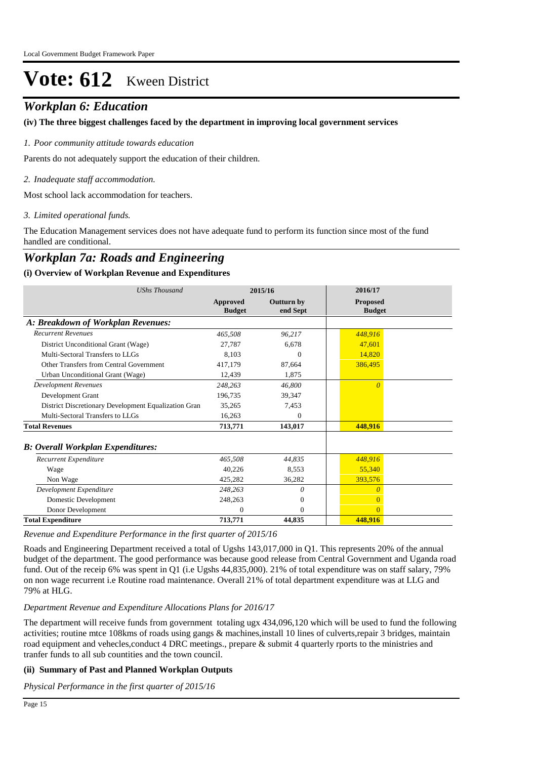# Vote: 612 Kweeen District

## *Workplan 6: Education*

**(iv) The three biggest challenges faced by the department in improving local government services**

*1. Poor community attitude towards education*

Parents do not adequately support the education of their children.

*2. Inadequate staff accommodation.*

Most school lack accommodation for teachers.

*3. Limited operational funds.*

The Education Management services does not have adequate fund to perform its function since most of the fund handled are conditional.

## *Workplan 7a: Roads and Engineering*

**(i) Overview of Workplan Revenue and Expenditures**

| *UShs Thousand* | 2015/16 | | 2016/17 |
|---|---|---|---|
| | **Approved Budget** | **Outturn by end Sept** | **Proposed Budget** |
| ***A: Breakdown of Workplan Revenues:*** | | | |
| *Recurrent Revenues* | *465,508* | *96,217* | *448,916* |
| District Unconditional Grant (Wage) | 27,787 | 6,678 | 47,601 |
| Multi-Sectoral Transfers to LLGs | 8,103 | 0 | 14,820 |
| Other Transfers from Central Government | 417,179 | 87,664 | 386,495 |
| Urban Unconditional Grant (Wage) | 12,439 | 1,875 | |
| *Development Revenues* | *248,263* | *46,800* | *0* |
| Development Grant | 196,735 | 39,347 | |
| District Discretionary Development Equalization Gran | 35,265 | 7,453 | |
| Multi-Sectoral Transfers to LLGs | 16,263 | 0 | |
| **Total Revenues** | **713,771** | **143,017** | **448,916** |
| ***B: Overall Workplan Expenditures:*** | | | |
| *Recurrent Expenditure* | *465,508* | *44,835* | *448,916* |
| Wage | 40,226 | 8,553 | 55,340 |
| Non Wage | 425,282 | 36,282 | 393,576 |
| *Development Expenditure* | *248,263* | *0* | *0* |
| Domestic Development | 248,263 | 0 | 0 |
| Donor Development | 0 | 0 | 0 |
| **Total Expenditure** | **713,771** | **44,835** | **448,916** |

*Revenue and Expenditure Performance in the first quarter of 2015/16*

Roads and Engineering Department received a total of Ugshs 143,017,000 in Q1. This represents 20% of the annual budget of the department. The good performance was because good release from Central Government and Uganda road fund. Out of the receip 6% was spent in Q1 (i.e Ugshs 44,835,000). 21% of total expenditure was on staff salary, 79% on non wage recurrent i.e Routine road maintenance. Overall 21% of total department expenditure was at LLG and 79% at HLG.

*Department Revenue and Expenditure Allocations Plans for 2016/17*

The department will receive funds from government totaling ugx 434,096,120 which will be used to fund the following activities; routine mtce 108kms of roads using gangs & machines,install 10 lines of culverts,repair 3 bridges, maintain road equipment and vehecles,conduct 4 DRC meetings., prepare & submit 4 quarterly rports to the ministries and tranfer funds to all sub counties and the town council.

**(ii) Summary of Past and Planned Workplan Outputs**

*Physical Performance in the first quarter of 2015/16*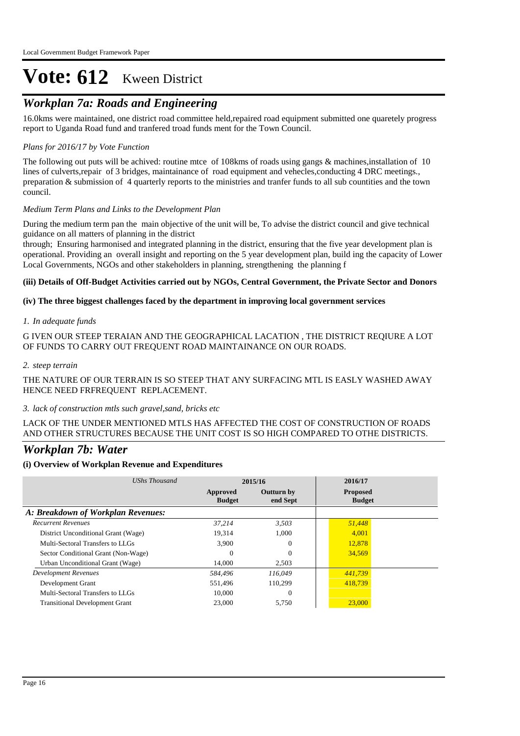# Vote: 612 Kweeen District

## *Workplan 7a: Roads and Engineering*

16.0kms were maintained, one district road committee held,repaired road equipment submitted one quaretely progress report to Uganda Road fund and tranfered troad funds ment for the Town Council.

*Plans for 2016/17 by Vote Function*

The following out puts will be achived: routine mtce of 108kms of roads using gangs & machines,installation of 10 lines of culverts,repair of 3 bridges, maintainance of road equipment and vehecles,conducting 4 DRC meetings., preparation & submission of 4 quarterly reports to the ministries and tranfer funds to all sub countities and the town council.

*Medium Term Plans and Links to the Development Plan*

During the medium term pan the main objective of the unit will be, To advise the district council and give technical guidance on all matters of planning in the district
through; Ensuring harmonised and integrated planning in the district, ensuring that the five year development plan is operational. Providing an overall insight and reporting on the 5 year development plan, build ing the capacity of Lower Local Governments, NGOs and other stakeholders in planning, strengthening the planning f

**(iii) Details of Off-Budget Activities carried out by NGOs, Central Government, the Private Sector and Donors**

**(iv) The three biggest challenges faced by the department in improving local government services**

*1. In adequate funds*

G IVEN OUR STEEP TERAIAN AND THE GEOGRAPHICAL LACATION , THE DISTRICT REQIURE A LOT OF FUNDS TO CARRY OUT FREQUENT ROAD MAINTAINANCE ON OUR ROADS.

*2. steep terrain*

THE NATURE OF OUR TERRAIN IS SO STEEP THAT ANY SURFACING MTL IS EASLY WASHED AWAY HENCE NEED FRFREQUENT REPLACEMENT.

*3. lack of construction mtls such gravel,sand, bricks etc*

LACK OF THE UNDER MENTIONED MTLS HAS AFFECTED THE COST OF CONSTRUCTION OF ROADS AND OTHER STRUCTURES BECAUSE THE UNIT COST IS SO HIGH COMPARED TO OTHE DISTRICTS.

## *Workplan 7b: Water*

**(i) Overview of Workplan Revenue and Expenditures**

| *UShs Thousand* | 2015/16 | | 2016/17 |
|---|---|---|---|
| | **Approved Budget** | **Outturn by end Sept** | **Proposed Budget** |
| ***A: Breakdown of Workplan Revenues:*** | | | |
| *Recurrent Revenues* | *37,214* | *3,503* | *51,448* |
| District Unconditional Grant (Wage) | 19,314 | 1,000 | 4,001 |
| Multi-Sectoral Transfers to LLGs | 3,900 | 0 | 12,878 |
| Sector Conditional Grant (Non-Wage) | 0 | 0 | 34,569 |
| Urban Unconditional Grant (Wage) | 14,000 | 2,503 | |
| *Development Revenues* | *584,496* | *116,049* | *441,739* |
| Development Grant | 551,496 | 110,299 | 418,739 |
| Multi-Sectoral Transfers to LLGs | 10,000 | 0 | |
| Transitional Development Grant | 23,000 | 5,750 | 23,000 |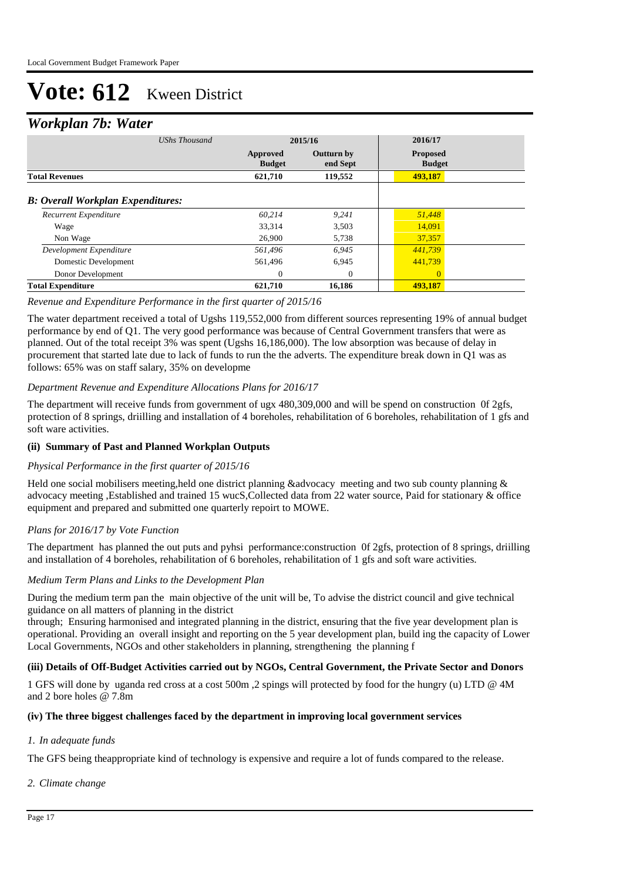# Vote: 612 Kween District

## *Workplan 7b: Water*

| *UShs Thousand* | 2015/16 | | 2016/17 |
|---|---|---|---|
| | **Approved Budget** | **Outturn by end Sept** | **Proposed Budget** |
| **Total Revenues** | **621,710** | **119,552** | **493,187** |
| ***B: Overall Workplan Expenditures:*** | | | |
| *Recurrent Expenditure* | *60,214* | *9,241* | *51,448* |
| Wage | 33,314 | 3,503 | 14,091 |
| Non Wage | 26,900 | 5,738 | 37,357 |
| *Development Expenditure* | *561,496* | *6,945* | *441,739* |
| Domestic Development | 561,496 | 6,945 | 441,739 |
| Donor Development | 0 | 0 | 0 |
| **Total Expenditure** | **621,710** | **16,186** | **493,187** |

*Revenue and Expenditure Performance in the first quarter of 2015/16*

The water department received a total of Ugshs 119,552,000 from different sources representing 19% of annual budget performance by end of Q1. The very good performance was because of Central Government transfers that were as planned. Out of the total receipt 3% was spent (Ugshs 16,186,000). The low absorption was because of delay in procurement that started late due to lack of funds to run the the adverts. The expenditure break down in Q1 was as follows: 65% was on staff salary, 35% on developme

*Department Revenue and Expenditure Allocations Plans for 2016/17*

The department will receive funds from government of ugx 480,309,000 and will be spend on construction 0f 2gfs, protection of 8 springs, driilling and installation of 4 boreholes, rehabilitation of 6 boreholes, rehabilitation of 1 gfs and soft ware activities.

### (ii) Summary of Past and Planned Workplan Outputs

*Physical Performance in the first quarter of 2015/16*

Held one social mobilisers meeting,held one district planning &advocacy meeting and two sub county planning & advocacy meeting ,Established and trained 15 wucS,Collected data from 22 water source, Paid for stationary & office equipment and prepared and submitted one quarterly repoirt to MOWE.

*Plans for 2016/17 by Vote Function*

The department has planned the out puts and pyhsi performance:construction 0f 2gfs, protection of 8 springs, driilling and installation of 4 boreholes, rehabilitation of 6 boreholes, rehabilitation of 1 gfs and soft ware activities.

*Medium Term Plans and Links to the Development Plan*

During the medium term pan the main objective of the unit will be, To advise the district council and give technical guidance on all matters of planning in the district
through; Ensuring harmonised and integrated planning in the district, ensuring that the five year development plan is operational. Providing an overall insight and reporting on the 5 year development plan, build ing the capacity of Lower Local Governments, NGOs and other stakeholders in planning, strengthening the planning f

### (iii) Details of Off-Budget Activities carried out by NGOs, Central Government, the Private Sector and Donors

1 GFS will done by uganda red cross at a cost 500m ,2 spings will protected by food for the hungry (u) LTD @ 4M and 2 bore holes @ 7.8m

### (iv) The three biggest challenges faced by the department in improving local government services

*1. In adequate funds*

The GFS being theappropriate kind of technology is expensive and require a lot of funds compared to the release.

*2. Climate change*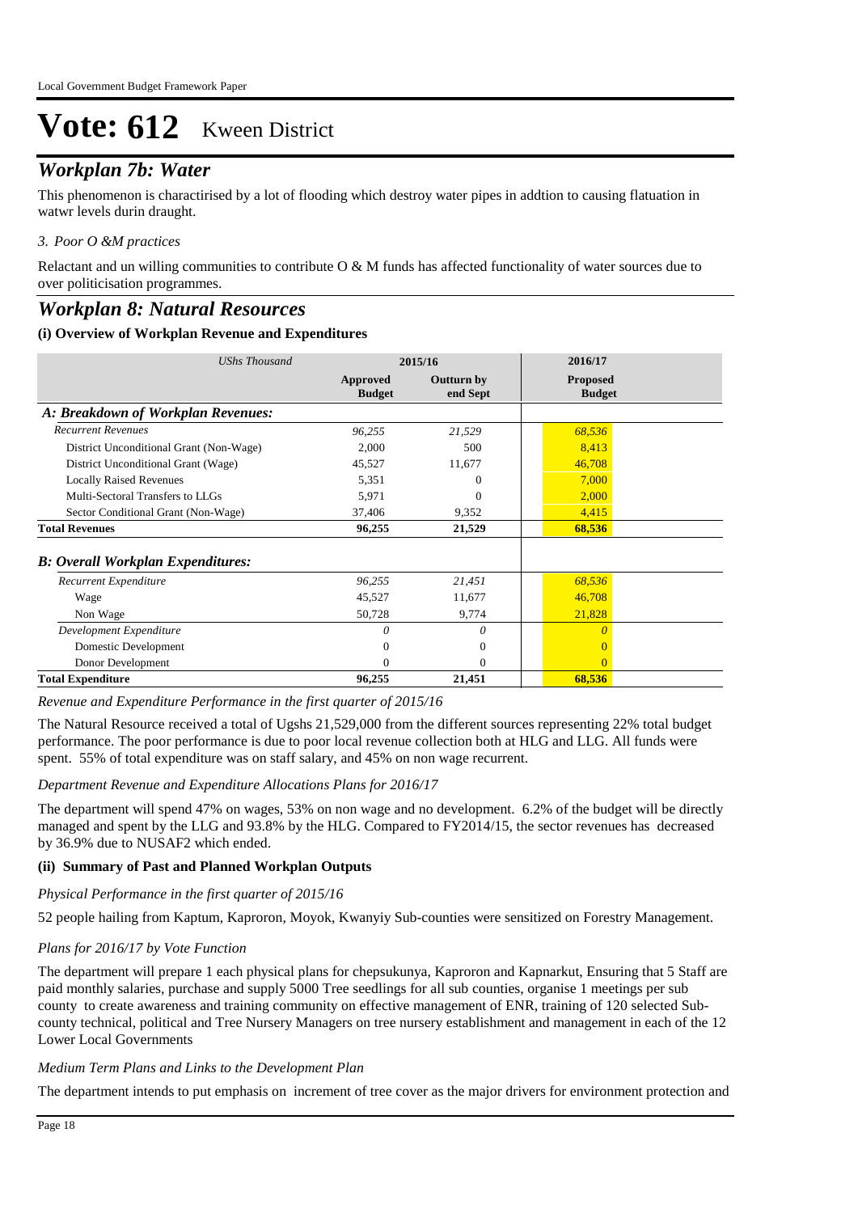# Vote: 612 Kween District

## *Workplan 7b: Water*

This phenomenon is charactirised by a lot of flooding which destroy water pipes in addtion to causing flatuation in watwr levels durin draught.

*3. Poor O &M practices*

Relactant and un willing communities to contribute O & M funds has affected functionality of water sources due to over politicisation programmes.

## *Workplan 8: Natural Resources*

### (i) Overview of Workplan Revenue and Expenditures

| *UShs Thousand* | 2015/16 | | 2016/17 |
|---|---|---|---|
| | **Approved Budget** | **Outturn by end Sept** | **Proposed Budget** |
| ***A: Breakdown of Workplan Revenues:*** | | | |
| *Recurrent Revenues* | *96,255* | *21,529* | *68,536* |
| District Unconditional Grant (Non-Wage) | 2,000 | 500 | 8,413 |
| District Unconditional Grant (Wage) | 45,527 | 11,677 | 46,708 |
| Locally Raised Revenues | 5,351 | 0 | 7,000 |
| Multi-Sectoral Transfers to LLGs | 5,971 | 0 | 2,000 |
| Sector Conditional Grant (Non-Wage) | 37,406 | 9,352 | 4,415 |
| **Total Revenues** | **96,255** | **21,529** | **68,536** |
| ***B: Overall Workplan Expenditures:*** | | | |
| *Recurrent Expenditure* | *96,255* | *21,451* | *68,536* |
| Wage | 45,527 | 11,677 | 46,708 |
| Non Wage | 50,728 | 9,774 | 21,828 |
| *Development Expenditure* | *0* | *0* | *0* |
| Domestic Development | 0 | 0 | 0 |
| Donor Development | 0 | 0 | 0 |
| **Total Expenditure** | **96,255** | **21,451** | **68,536** |

*Revenue and Expenditure Performance in the first quarter of 2015/16*

The Natural Resource received a total of Ugshs 21,529,000 from the different sources representing 22% total budget performance. The poor performance is due to poor local revenue collection both at HLG and LLG. All funds were spent. 55% of total expenditure was on staff salary, and 45% on non wage recurrent.

*Department Revenue and Expenditure Allocations Plans for 2016/17*

The department will spend 47% on wages, 53% on non wage and no development. 6.2% of the budget will be directly managed and spent by the LLG and 93.8% by the HLG. Compared to FY2014/15, the sector revenues has decreased by 36.9% due to NUSAF2 which ended.

### (ii) Summary of Past and Planned Workplan Outputs

*Physical Performance in the first quarter of 2015/16*

52 people hailing from Kaptum, Kaproron, Moyok, Kwanyiy Sub-counties were sensitized on Forestry Management.

*Plans for 2016/17 by Vote Function*

The department will prepare 1 each physical plans for chepsukunya, Kaproron and Kapnarkut, Ensuring that 5 Staff are paid monthly salaries, purchase and supply 5000 Tree seedlings for all sub counties, organise 1 meetings per sub county to create awareness and training community on effective management of ENR, training of 120 selected Sub-county technical, political and Tree Nursery Managers on tree nursery establishment and management in each of the 12 Lower Local Governments

*Medium Term Plans and Links to the Development Plan*

The department intends to put emphasis on increment of tree cover as the major drivers for environment protection and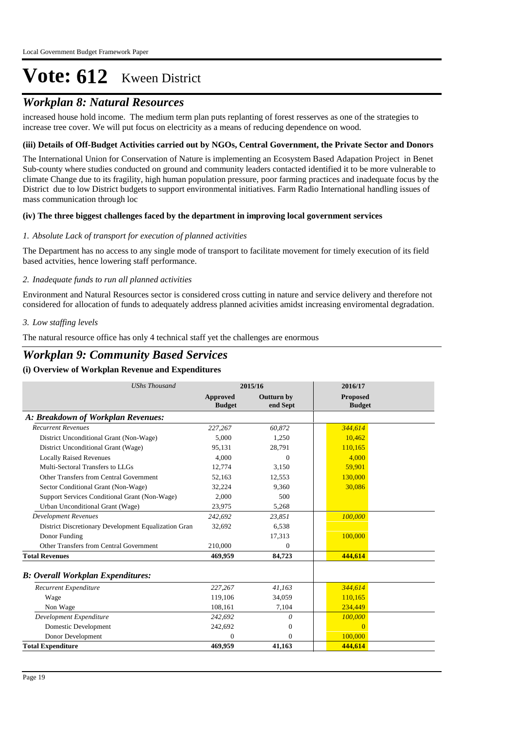# Vote: 612 Kweeen District

## *Workplan 8: Natural Resources*

increased house hold income. The medium term plan puts replanting of forest resserves as one of the strategies to increase tree cover. We will put focus on electricity as a means of reducing dependence on wood.

#### (iii) Details of Off-Budget Activities carried out by NGOs, Central Government, the Private Sector and Donors

The International Union for Conservation of Nature is implementing an Ecosystem Based Adapation Project in Benet Sub-county where studies conducted on ground and community leaders contacted identified it to be more vulnerable to climate Change due to its fragility, high human population pressure, poor farming practices and inadequate focus by the District due to low District budgets to support environmental initiatives. Farm Radio International handling issues of mass communication through loc

#### (iv) The three biggest challenges faced by the department in improving local government services

*1. Absolute Lack of transport for execution of planned activities*

The Department has no access to any single mode of transport to facilitate movement for timely execution of its field based actvities, hence lowering staff performance.

*2. Inadequate funds to run all planned activities*

Environment and Natural Resources sector is considered cross cutting in nature and service delivery and therefore not considered for allocation of funds to adequately address planned acivities amidst increasing enviromental degradation.

*3. Low staffing levels*

The natural resource office has only 4 technical staff yet the challenges are enormous

## *Workplan 9: Community Based Services*

#### (i) Overview of Workplan Revenue and Expenditures

| *UShs Thousand* | 2015/16 | | 2016/17 |
|---|---|---|---|
| | **Approved Budget** | **Outturn by end Sept** | **Proposed Budget** |
| ***A: Breakdown of Workplan Revenues:*** | | | |
| *Recurrent Revenues* | *227,267* | *60,872* | *344,614* |
| District Unconditional Grant (Non-Wage) | 5,000 | 1,250 | 10,462 |
| District Unconditional Grant (Wage) | 95,131 | 28,791 | 110,165 |
| Locally Raised Revenues | 4,000 | 0 | 4,000 |
| Multi-Sectoral Transfers to LLGs | 12,774 | 3,150 | 59,901 |
| Other Transfers from Central Government | 52,163 | 12,553 | 130,000 |
| Sector Conditional Grant (Non-Wage) | 32,224 | 9,360 | 30,086 |
| Support Services Conditional Grant (Non-Wage) | 2,000 | 500 | |
| Urban Unconditional Grant (Wage) | 23,975 | 5,268 | |
| *Development Revenues* | *242,692* | *23,851* | *100,000* |
| District Discretionary Development Equalization Gran | 32,692 | 6,538 | |
| Donor Funding | | 17,313 | 100,000 |
| Other Transfers from Central Government | 210,000 | 0 | |
| **Total Revenues** | **469,959** | **84,723** | **444,614** |
| ***B: Overall Workplan Expenditures:*** | | | |
| *Recurrent Expenditure* | *227,267* | *41,163* | *344,614* |
| Wage | 119,106 | 34,059 | 110,165 |
| Non Wage | 108,161 | 7,104 | 234,449 |
| *Development Expenditure* | *242,692* | *0* | *100,000* |
| Domestic Development | 242,692 | 0 | 0 |
| Donor Development | 0 | 0 | 100,000 |
| **Total Expenditure** | **469,959** | **41,163** | **444,614** |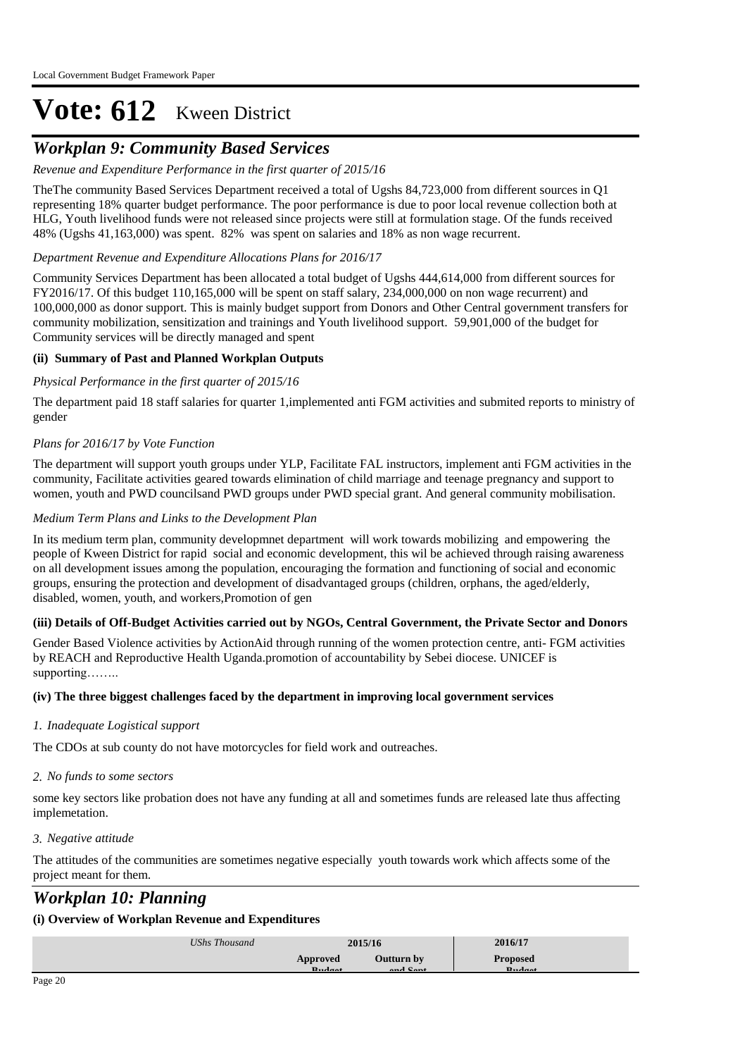# Vote: 612 Kween District

## *Workplan 9: Community Based Services*

*Revenue and Expenditure Performance in the first quarter of 2015/16*

TheThe community Based Services Department received a total of Ugshs 84,723,000 from different sources in Q1 representing 18% quarter budget performance. The poor performance is due to poor local revenue collection both at HLG, Youth livelihood funds were not released since projects were still at formulation stage. Of the funds received 48% (Ugshs 41,163,000) was spent. 82% was spent on salaries and 18% as non wage recurrent.

*Department Revenue and Expenditure Allocations Plans for 2016/17*

Community Services Department has been allocated a total budget of Ugshs 444,614,000 from different sources for FY2016/17. Of this budget 110,165,000 will be spent on staff salary, 234,000,000 on non wage recurrent) and 100,000,000 as donor support. This is mainly budget support from Donors and Other Central government transfers for community mobilization, sensitization and trainings and Youth livelihood support. 59,901,000 of the budget for Community services will be directly managed and spent

**(ii) Summary of Past and Planned Workplan Outputs**

*Physical Performance in the first quarter of 2015/16*

The department paid 18 staff salaries for quarter 1,implemented anti FGM activities and submited reports to ministry of gender

*Plans for 2016/17 by Vote Function*

The department will support youth groups under YLP, Facilitate FAL instructors, implement anti FGM activities in the community, Facilitate activities geared towards elimination of child marriage and teenage pregnancy and support to women, youth and PWD councilsand PWD groups under PWD special grant. And general community mobilisation.

*Medium Term Plans and Links to the Development Plan*

In its medium term plan, community developmnet department will work towards mobilizing and empowering the people of Kween District for rapid social and economic development, this wil be achieved through raising awareness on all development issues among the population, encouraging the formation and functioning of social and economic groups, ensuring the protection and development of disadvantaged groups (children, orphans, the aged/elderly, disabled, women, youth, and workers,Promotion of gen

**(iii) Details of Off-Budget Activities carried out by NGOs, Central Government, the Private Sector and Donors**

Gender Based Violence activities by ActionAid through running of the women protection centre, anti- FGM activities by REACH and Reproductive Health Uganda.promotion of accountability by Sebei diocese. UNICEF is supporting……..

**(iv) The three biggest challenges faced by the department in improving local government services**

*1. Inadequate Logistical support*

The CDOs at sub county do not have motorcycles for field work and outreaches.

*2. No funds to some sectors*

some key sectors like probation does not have any funding at all and sometimes funds are released late thus affecting implemetation.

*3. Negative attitude*

The attitudes of the communities are sometimes negative especially youth towards work which affects some of the project meant for them.

## *Workplan 10: Planning*

**(i) Overview of Workplan Revenue and Expenditures**

| *UShs Thousand* | 2015/16 | | 2016/17 |
|---|---|---|---|
| | Approved Budget | Outturn by end Sept | Proposed Budget |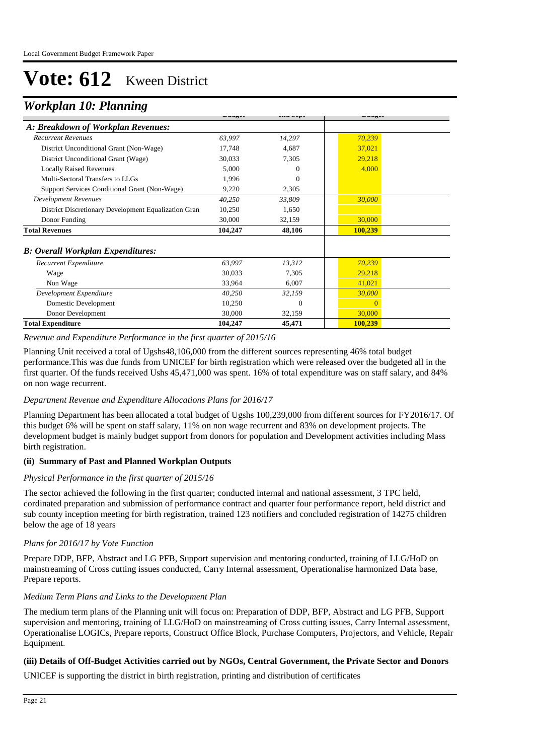# Vote: 612 Kweeen District

## *Workplan 10: Planning*

| | Budget | end Sept | Budget |
|---|---|---|---|
| ***A: Breakdown of Workplan Revenues:*** | | | |
| *Recurrent Revenues* | *63,997* | *14,297* | *70,239* |
| District Unconditional Grant (Non-Wage) | 17,748 | 4,687 | 37,021 |
| District Unconditional Grant (Wage) | 30,033 | 7,305 | 29,218 |
| Locally Raised Revenues | 5,000 | 0 | 4,000 |
| Multi-Sectoral Transfers to LLGs | 1,996 | 0 | |
| Support Services Conditional Grant (Non-Wage) | 9,220 | 2,305 | |
| *Development Revenues* | *40,250* | *33,809* | *30,000* |
| District Discretionary Development Equalization Gran | 10,250 | 1,650 | |
| Donor Funding | 30,000 | 32,159 | 30,000 |
| **Total Revenues** | **104,247** | **48,106** | **100,239** |
| ***B: Overall Workplan Expenditures:*** | | | |
| *Recurrent Expenditure* | *63,997* | *13,312* | *70,239* |
| Wage | 30,033 | 7,305 | 29,218 |
| Non Wage | 33,964 | 6,007 | 41,021 |
| *Development Expenditure* | *40,250* | *32,159* | *30,000* |
| Domestic Development | 10,250 | 0 | 0 |
| Donor Development | 30,000 | 32,159 | 30,000 |
| **Total Expenditure** | **104,247** | **45,471** | **100,239** |

*Revenue and Expenditure Performance in the first quarter of 2015/16*

Planning Unit received a total of Ugshs48,106,000 from the different sources representing 46% total budget performance.This was due funds from UNICEF for birth registration which were released over the budgeted all in the first quarter. Of the funds received Ushs 45,471,000 was spent. 16% of total expenditure was on staff salary, and 84% on non wage recurrent.

*Department Revenue and Expenditure Allocations Plans for 2016/17*

Planning Department has been allocated a total budget of Ugshs 100,239,000 from different sources for FY2016/17. Of this budget 6% will be spent on staff salary, 11% on non wage recurrent and 83% on development projects. The development budget is mainly budget support from donors for population and Development activities including Mass birth registration.

### (ii) Summary of Past and Planned Workplan Outputs

*Physical Performance in the first quarter of 2015/16*

The sector achieved the following in the first quarter; conducted internal and national assessment, 3 TPC held, cordinated preparation and submission of performance contract and quarter four performance report, held district and sub county inception meeting for birth registration, trained 123 notifiers and concluded registration of 14275 children below the age of 18 years

*Plans for 2016/17 by Vote Function*

Prepare DDP, BFP, Abstract and LG PFB, Support supervision and mentoring conducted, training of LLG/HoD on mainstreaming of Cross cutting issues conducted, Carry Internal assessment, Operationalise harmonized Data base, Prepare reports.

*Medium Term Plans and Links to the Development Plan*

The medium term plans of the Planning unit will focus on: Preparation of DDP, BFP, Abstract and LG PFB, Support supervision and mentoring, training of LLG/HoD on mainstreaming of Cross cutting issues, Carry Internal assessment, Operationalise LOGICs, Prepare reports, Construct Office Block, Purchase Computers, Projectors, and Vehicle, Repair Equipment.

### (iii) Details of Off-Budget Activities carried out by NGOs, Central Government, the Private Sector and Donors

UNICEF is supporting the district in birth registration, printing and distribution of certificates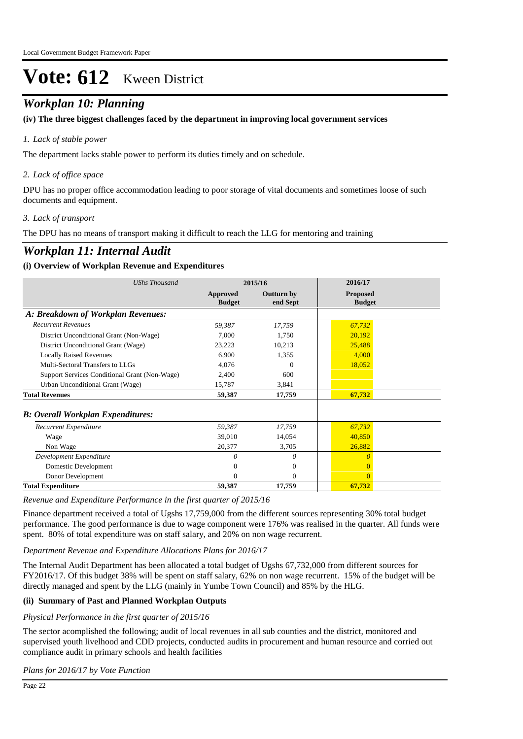# Vote: 612 Kween District

## *Workplan 10: Planning*

**(iv) The three biggest challenges faced by the department in improving local government services**

*1. Lack of stable power*

The department lacks stable power to perform its duties timely and on schedule.

*2. Lack of office space*

DPU has no proper office accommodation leading to poor storage of vital documents and sometimes loose of such documents and equipment.

*3. Lack of transport*

The DPU has no means of transport making it difficult to reach the LLG for mentoring and training

## *Workplan 11: Internal Audit*

**(i) Overview of Workplan Revenue and Expenditures**

| *UShs Thousand* | 2015/16 | | 2016/17 |
|---|---|---|---|
| | **Approved Budget** | **Outturn by end Sept** | **Proposed Budget** |
| ***A: Breakdown of Workplan Revenues:*** | | | |
| *Recurrent Revenues* | *59,387* | *17,759* | *67,732* |
| District Unconditional Grant (Non-Wage) | 7,000 | 1,750 | 20,192 |
| District Unconditional Grant (Wage) | 23,223 | 10,213 | 25,488 |
| Locally Raised Revenues | 6,900 | 1,355 | 4,000 |
| Multi-Sectoral Transfers to LLGs | 4,076 | 0 | 18,052 |
| Support Services Conditional Grant (Non-Wage) | 2,400 | 600 | |
| Urban Unconditional Grant (Wage) | 15,787 | 3,841 | |
| **Total Revenues** | **59,387** | **17,759** | **67,732** |
| ***B: Overall Workplan Expenditures:*** | | | |
| *Recurrent Expenditure* | *59,387* | *17,759* | *67,732* |
| Wage | 39,010 | 14,054 | 40,850 |
| Non Wage | 20,377 | 3,705 | 26,882 |
| *Development Expenditure* | *0* | *0* | *0* |
| Domestic Development | 0 | 0 | 0 |
| Donor Development | 0 | 0 | 0 |
| **Total Expenditure** | **59,387** | **17,759** | **67,732** |

*Revenue and Expenditure Performance in the first quarter of 2015/16*

Finance department received a total of Ugshs 17,759,000 from the different sources representing 30% total budget performance. The good performance is due to wage component were 176% was realised in the quarter. All funds were spent. 80% of total expenditure was on staff salary, and 20% on non wage recurrent.

*Department Revenue and Expenditure Allocations Plans for 2016/17*

The Internal Audit Department has been allocated a total budget of Ugshs 67,732,000 from different sources for FY2016/17. Of this budget 38% will be spent on staff salary, 62% on non wage recurrent. 15% of the budget will be directly managed and spent by the LLG (mainly in Yumbe Town Council) and 85% by the HLG.

**(ii) Summary of Past and Planned Workplan Outputs**

*Physical Performance in the first quarter of 2015/16*

The sector acomplished the following; audit of local revenues in all sub counties and the district, monitored and supervised youth livelhood and CDD projects, conducted audits in procurement and human resource and corried out compliance audit in primary schools and health facilities

*Plans for 2016/17 by Vote Function*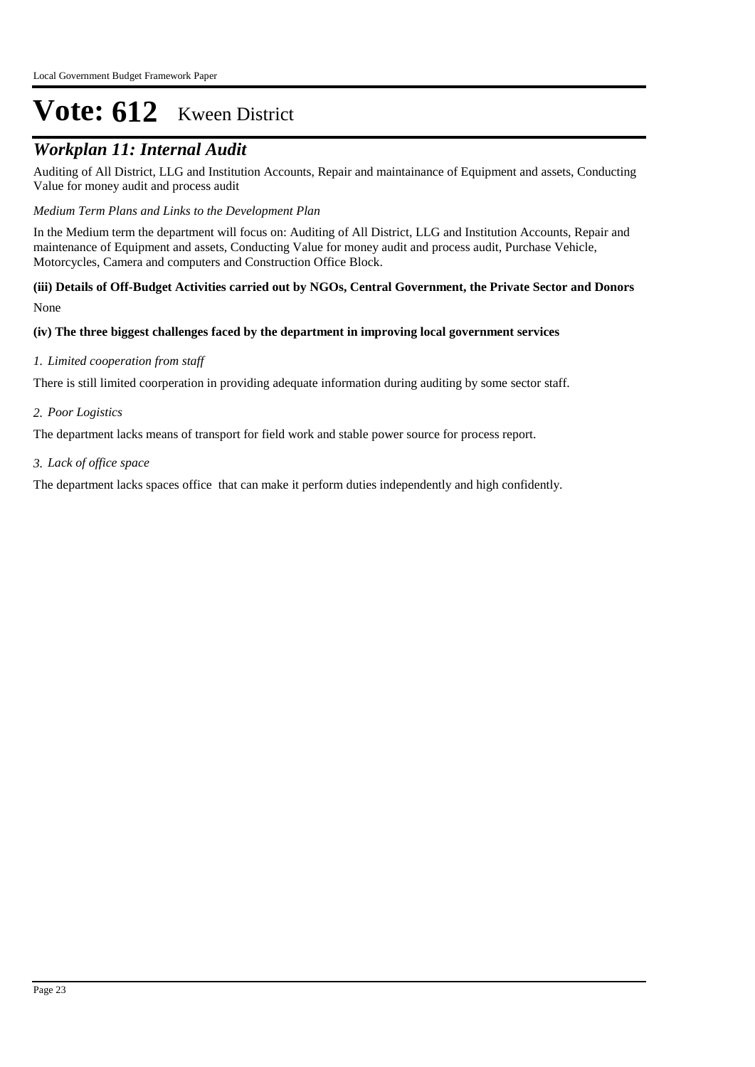# Vote: 612 Kween District

## *Workplan 11: Internal Audit*

Auditing of All District, LLG and Institution Accounts, Repair and maintainance of Equipment and assets, Conducting Value for money audit and process audit

*Medium Term Plans and Links to the Development Plan*

In the Medium term the department will focus on: Auditing of All District, LLG and Institution Accounts, Repair and maintenance of Equipment and assets, Conducting Value for money audit and process audit, Purchase Vehicle, Motorcycles, Camera and computers and Construction Office Block.

**(iii) Details of Off-Budget Activities carried out by NGOs, Central Government, the Private Sector and Donors**

None

**(iv) The three biggest challenges faced by the department in improving local government services**

*1. Limited cooperation from staff*

There is still limited coorperation in providing adequate information during auditing by some sector staff.

*2. Poor Logistics*

The department lacks means of transport for field work and stable power source for process report.

*3. Lack of office space*

The department lacks spaces office that can make it perform duties independently and high confidently.